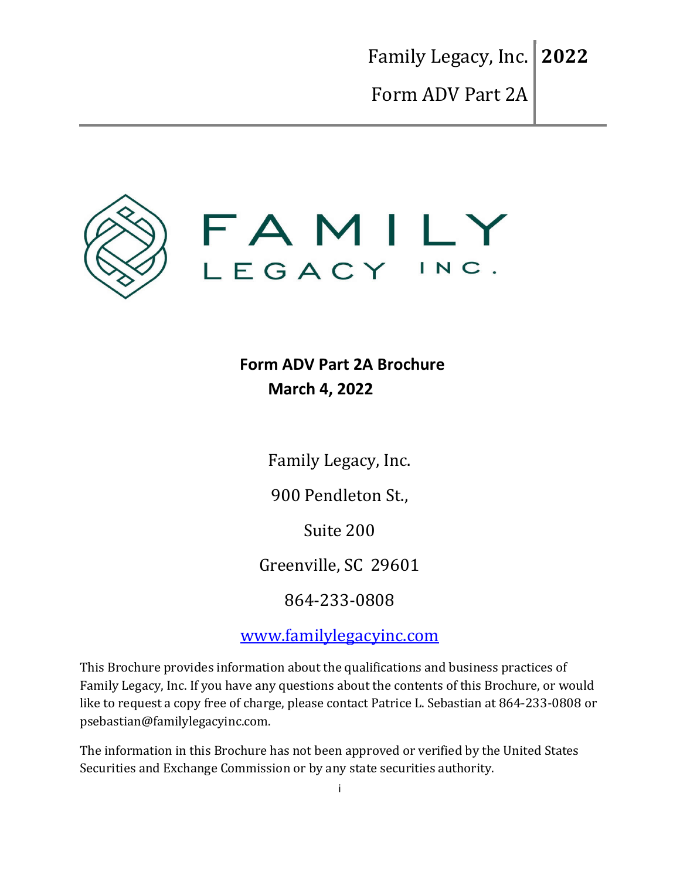Family Legacy, Inc. **2022**

Form ADV Part 2A

FAMILY LEGACY INC.

**Form ADV Part 2A Brochure**

**March 4, 2022**

Family Legacy, Inc.

900 Pendleton St.,

Suite 200

Greenville, SC 29601

864-233-0808

[www.familylegacyinc.com](http://www.familylegacyinc.com)

This Brochure provides information about the qualifications and business practices of Family Legacy, Inc. If you have any questions about the contents of this Brochure, or would like to request a copy free of charge, please contact Patrice L. Sebastian at 864-233-0808 or psebastian@familylegacyinc.com.

The information in this Brochure has not been approved or verified by the United States Securities and Exchange Commission or by any state securities authority.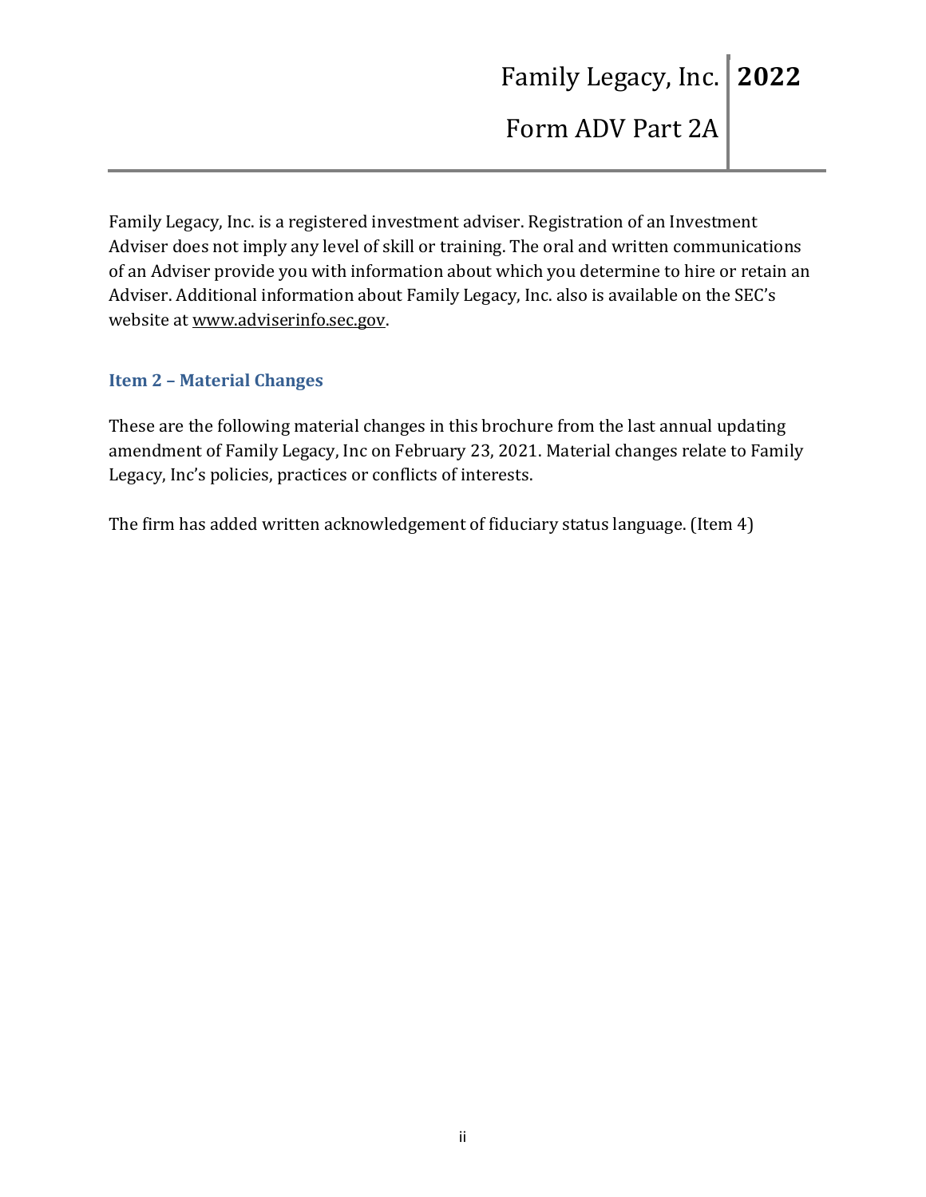Family Legacy, Inc. is a registered investment adviser. Registration of an Investment Adviser does not imply any level of skill or training. The oral and written communications of an Adviser provide you with information about which you determine to hire or retain an Adviser. Additional information about Family Legacy, Inc. also is available on the SEC's website at www.adviserinfo.sec.gov.

## Item 2 – Material Changes

These are the following material changes in this brochure from the last annual updating amendment of Family Legacy, Inc on February 23, 2021. Material changes relate to Family Legacy, Inc's policies, practices or conflicts of interests.

The firm has added written acknowledgement of fiduciary status language. (Item 4)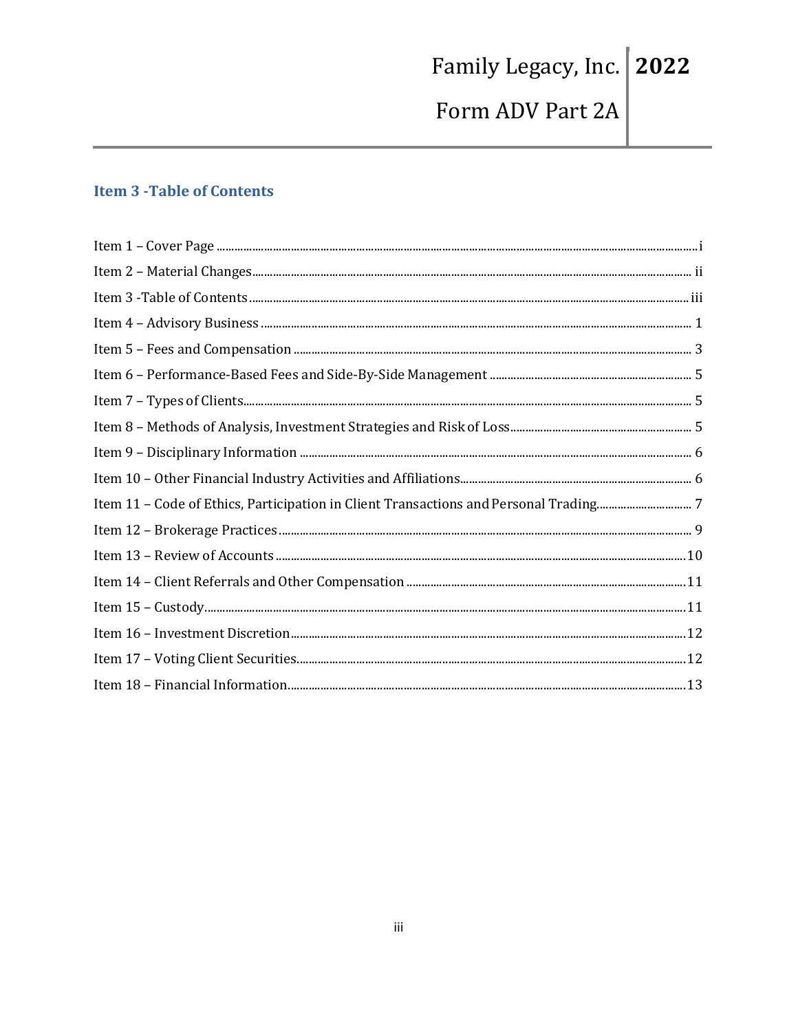## Item 3 -Table of Contents

Item 1 – Cover Page ........ i
Item 2 – Material Changes ........ ii
Item 3 -Table of Contents ........ iii
Item 4 – Advisory Business ........ 1
Item 5 – Fees and Compensation ........ 3
Item 6 – Performance-Based Fees and Side-By-Side Management ........ 5
Item 7 – Types of Clients ........ 5
Item 8 – Methods of Analysis, Investment Strategies and Risk of Loss ........ 5
Item 9 – Disciplinary Information ........ 6
Item 10 – Other Financial Industry Activities and Affiliations ........ 6
Item 11 – Code of Ethics, Participation in Client Transactions and Personal Trading ........ 7
Item 12 – Brokerage Practices ........ 9
Item 13 – Review of Accounts ........ 10
Item 14 – Client Referrals and Other Compensation ........ 11
Item 15 – Custody ........ 11
Item 16 – Investment Discretion ........ 12
Item 17 – Voting Client Securities ........ 12
Item 18 – Financial Information ........ 13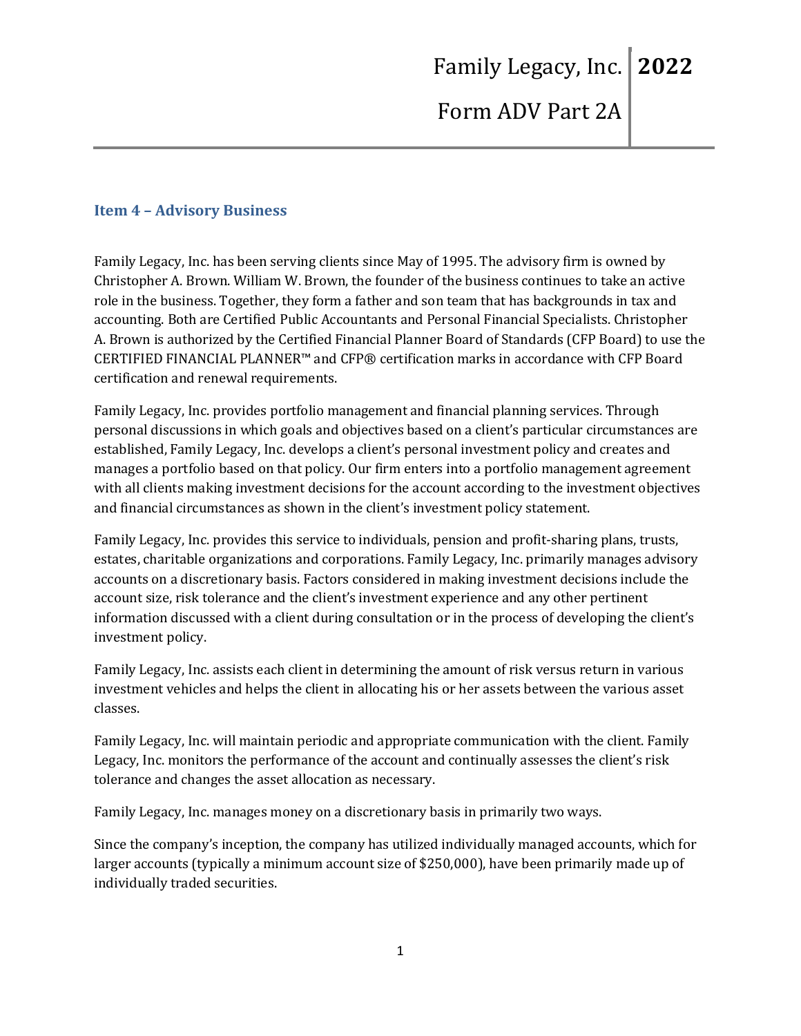## Item 4 – Advisory Business

Family Legacy, Inc. has been serving clients since May of 1995. The advisory firm is owned by Christopher A. Brown. William W. Brown, the founder of the business continues to take an active role in the business. Together, they form a father and son team that has backgrounds in tax and accounting. Both are Certified Public Accountants and Personal Financial Specialists. Christopher A. Brown is authorized by the Certified Financial Planner Board of Standards (CFP Board) to use the CERTIFIED FINANCIAL PLANNER™ and CFP® certification marks in accordance with CFP Board certification and renewal requirements.

Family Legacy, Inc. provides portfolio management and financial planning services. Through personal discussions in which goals and objectives based on a client's particular circumstances are established, Family Legacy, Inc. develops a client's personal investment policy and creates and manages a portfolio based on that policy. Our firm enters into a portfolio management agreement with all clients making investment decisions for the account according to the investment objectives and financial circumstances as shown in the client's investment policy statement.

Family Legacy, Inc. provides this service to individuals, pension and profit-sharing plans, trusts, estates, charitable organizations and corporations. Family Legacy, Inc. primarily manages advisory accounts on a discretionary basis. Factors considered in making investment decisions include the account size, risk tolerance and the client's investment experience and any other pertinent information discussed with a client during consultation or in the process of developing the client's investment policy.

Family Legacy, Inc. assists each client in determining the amount of risk versus return in various investment vehicles and helps the client in allocating his or her assets between the various asset classes.

Family Legacy, Inc. will maintain periodic and appropriate communication with the client. Family Legacy, Inc. monitors the performance of the account and continually assesses the client's risk tolerance and changes the asset allocation as necessary.

Family Legacy, Inc. manages money on a discretionary basis in primarily two ways.

Since the company's inception, the company has utilized individually managed accounts, which for larger accounts (typically a minimum account size of $250,000), have been primarily made up of individually traded securities.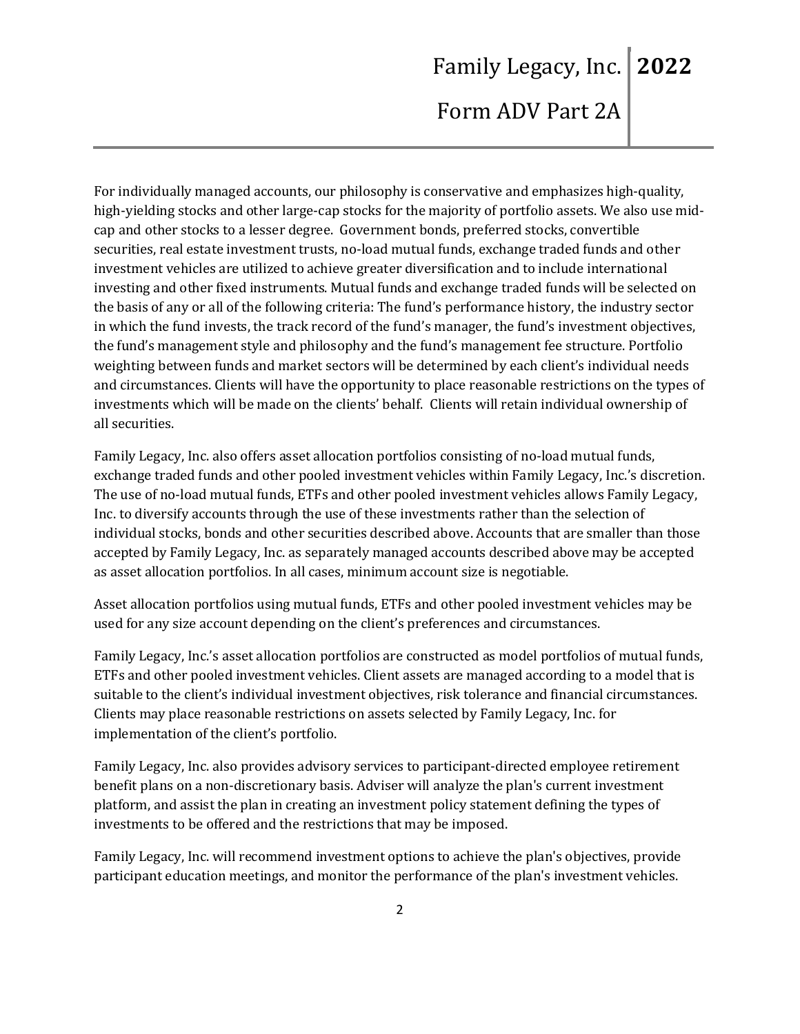For individually managed accounts, our philosophy is conservative and emphasizes high-quality, high-yielding stocks and other large-cap stocks for the majority of portfolio assets. We also use mid-cap and other stocks to a lesser degree. Government bonds, preferred stocks, convertible securities, real estate investment trusts, no-load mutual funds, exchange traded funds and other investment vehicles are utilized to achieve greater diversification and to include international investing and other fixed instruments. Mutual funds and exchange traded funds will be selected on the basis of any or all of the following criteria: The fund's performance history, the industry sector in which the fund invests, the track record of the fund's manager, the fund's investment objectives, the fund's management style and philosophy and the fund's management fee structure. Portfolio weighting between funds and market sectors will be determined by each client's individual needs and circumstances. Clients will have the opportunity to place reasonable restrictions on the types of investments which will be made on the clients' behalf. Clients will retain individual ownership of all securities.

Family Legacy, Inc. also offers asset allocation portfolios consisting of no-load mutual funds, exchange traded funds and other pooled investment vehicles within Family Legacy, Inc.'s discretion. The use of no-load mutual funds, ETFs and other pooled investment vehicles allows Family Legacy, Inc. to diversify accounts through the use of these investments rather than the selection of individual stocks, bonds and other securities described above. Accounts that are smaller than those accepted by Family Legacy, Inc. as separately managed accounts described above may be accepted as asset allocation portfolios. In all cases, minimum account size is negotiable.

Asset allocation portfolios using mutual funds, ETFs and other pooled investment vehicles may be used for any size account depending on the client's preferences and circumstances.

Family Legacy, Inc.'s asset allocation portfolios are constructed as model portfolios of mutual funds, ETFs and other pooled investment vehicles. Client assets are managed according to a model that is suitable to the client's individual investment objectives, risk tolerance and financial circumstances. Clients may place reasonable restrictions on assets selected by Family Legacy, Inc. for implementation of the client's portfolio.

Family Legacy, Inc. also provides advisory services to participant-directed employee retirement benefit plans on a non-discretionary basis. Adviser will analyze the plan's current investment platform, and assist the plan in creating an investment policy statement defining the types of investments to be offered and the restrictions that may be imposed.

Family Legacy, Inc. will recommend investment options to achieve the plan's objectives, provide participant education meetings, and monitor the performance of the plan's investment vehicles.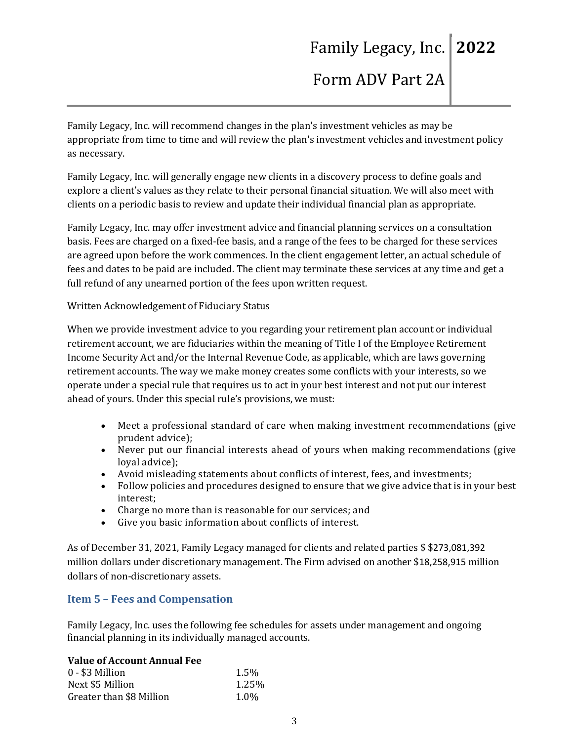Family Legacy, Inc. will recommend changes in the plan's investment vehicles as may be appropriate from time to time and will review the plan's investment vehicles and investment policy as necessary.

Family Legacy, Inc. will generally engage new clients in a discovery process to define goals and explore a client's values as they relate to their personal financial situation. We will also meet with clients on a periodic basis to review and update their individual financial plan as appropriate.

Family Legacy, Inc. may offer investment advice and financial planning services on a consultation basis. Fees are charged on a fixed-fee basis, and a range of the fees to be charged for these services are agreed upon before the work commences. In the client engagement letter, an actual schedule of fees and dates to be paid are included. The client may terminate these services at any time and get a full refund of any unearned portion of the fees upon written request.

Written Acknowledgement of Fiduciary Status

When we provide investment advice to you regarding your retirement plan account or individual retirement account, we are fiduciaries within the meaning of Title I of the Employee Retirement Income Security Act and/or the Internal Revenue Code, as applicable, which are laws governing retirement accounts. The way we make money creates some conflicts with your interests, so we operate under a special rule that requires us to act in your best interest and not put our interest ahead of yours. Under this special rule's provisions, we must:

- Meet a professional standard of care when making investment recommendations (give prudent advice);
- Never put our financial interests ahead of yours when making recommendations (give loyal advice);
- Avoid misleading statements about conflicts of interest, fees, and investments;
- Follow policies and procedures designed to ensure that we give advice that is in your best interest;
- Charge no more than is reasonable for our services; and
- Give you basic information about conflicts of interest.

As of December 31, 2021, Family Legacy managed for clients and related parties $ $273,081,392 million dollars under discretionary management. The Firm advised on another $18,258,915 million dollars of non-discretionary assets.

## Item 5 – Fees and Compensation

Family Legacy, Inc. uses the following fee schedules for assets under management and ongoing financial planning in its individually managed accounts.

| **Value of Account** | **Annual Fee** |
|---|---|
| 0 - $3 Million | 1.5% |
| Next $5 Million | 1.25% |
| Greater than $8 Million | 1.0% |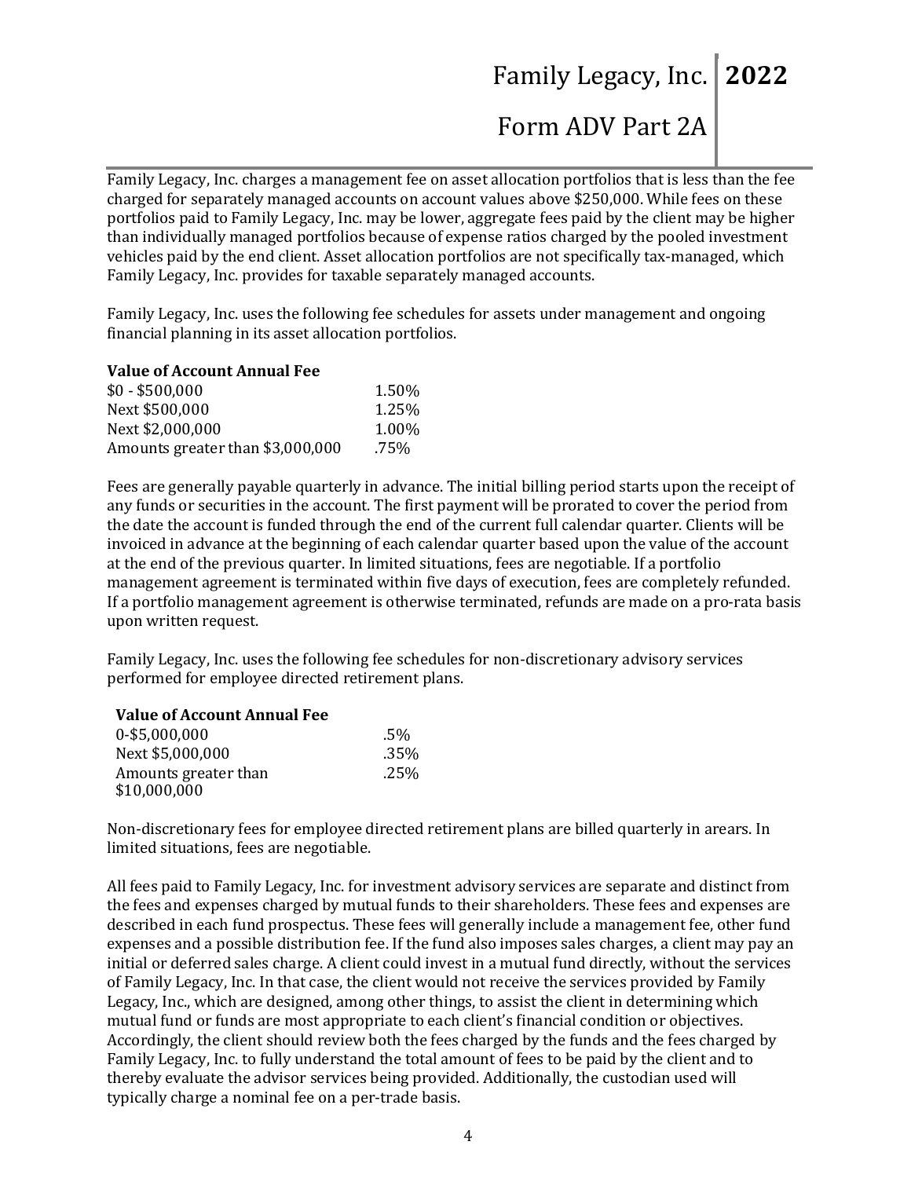Family Legacy, Inc. charges a management fee on asset allocation portfolios that is less than the fee charged for separately managed accounts on account values above $250,000. While fees on these portfolios paid to Family Legacy, Inc. may be lower, aggregate fees paid by the client may be higher than individually managed portfolios because of expense ratios charged by the pooled investment vehicles paid by the end client. Asset allocation portfolios are not specifically tax-managed, which Family Legacy, Inc. provides for taxable separately managed accounts.

Family Legacy, Inc. uses the following fee schedules for assets under management and ongoing financial planning in its asset allocation portfolios.

| Value of Account | Annual Fee |
|---|---|
| $0 - $500,000 | 1.50% |
| Next $500,000 | 1.25% |
| Next $2,000,000 | 1.00% |
| Amounts greater than $3,000,000 | .75% |

Fees are generally payable quarterly in advance. The initial billing period starts upon the receipt of any funds or securities in the account. The first payment will be prorated to cover the period from the date the account is funded through the end of the current full calendar quarter. Clients will be invoiced in advance at the beginning of each calendar quarter based upon the value of the account at the end of the previous quarter. In limited situations, fees are negotiable. If a portfolio management agreement is terminated within five days of execution, fees are completely refunded. If a portfolio management agreement is otherwise terminated, refunds are made on a pro-rata basis upon written request.

Family Legacy, Inc. uses the following fee schedules for non-discretionary advisory services performed for employee directed retirement plans.

| Value of Account | Annual Fee |
|---|---|
| 0-$5,000,000 | .5% |
| Next $5,000,000 | .35% |
| Amounts greater than $10,000,000 | .25% |

Non-discretionary fees for employee directed retirement plans are billed quarterly in arears. In limited situations, fees are negotiable.

All fees paid to Family Legacy, Inc. for investment advisory services are separate and distinct from the fees and expenses charged by mutual funds to their shareholders. These fees and expenses are described in each fund prospectus. These fees will generally include a management fee, other fund expenses and a possible distribution fee. If the fund also imposes sales charges, a client may pay an initial or deferred sales charge. A client could invest in a mutual fund directly, without the services of Family Legacy, Inc. In that case, the client would not receive the services provided by Family Legacy, Inc., which are designed, among other things, to assist the client in determining which mutual fund or funds are most appropriate to each client's financial condition or objectives. Accordingly, the client should review both the fees charged by the funds and the fees charged by Family Legacy, Inc. to fully understand the total amount of fees to be paid by the client and to thereby evaluate the advisor services being provided. Additionally, the custodian used will typically charge a nominal fee on a per-trade basis.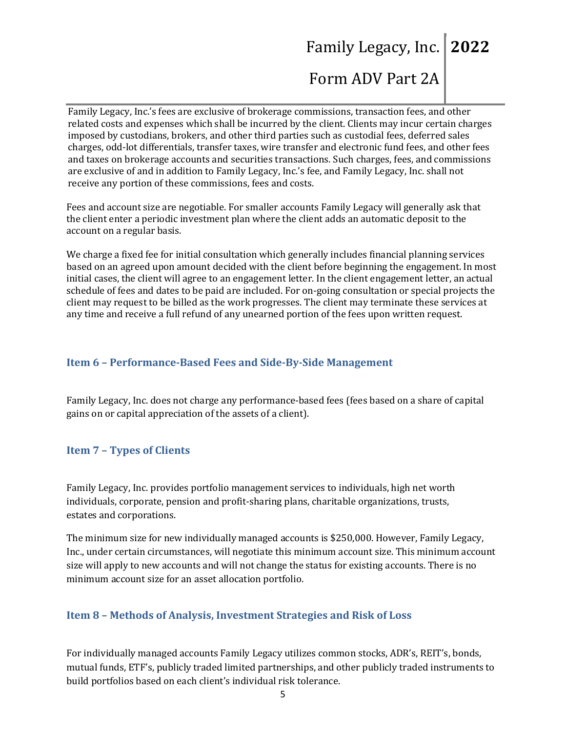Family Legacy, Inc.'s fees are exclusive of brokerage commissions, transaction fees, and other related costs and expenses which shall be incurred by the client. Clients may incur certain charges imposed by custodians, brokers, and other third parties such as custodial fees, deferred sales charges, odd-lot differentials, transfer taxes, wire transfer and electronic fund fees, and other fees and taxes on brokerage accounts and securities transactions. Such charges, fees, and commissions are exclusive of and in addition to Family Legacy, Inc.'s fee, and Family Legacy, Inc. shall not receive any portion of these commissions, fees and costs.

Fees and account size are negotiable. For smaller accounts Family Legacy will generally ask that the client enter a periodic investment plan where the client adds an automatic deposit to the account on a regular basis.

We charge a fixed fee for initial consultation which generally includes financial planning services based on an agreed upon amount decided with the client before beginning the engagement. In most initial cases, the client will agree to an engagement letter. In the client engagement letter, an actual schedule of fees and dates to be paid are included. For on-going consultation or special projects the client may request to be billed as the work progresses. The client may terminate these services at any time and receive a full refund of any unearned portion of the fees upon written request.

## Item 6 – Performance-Based Fees and Side-By-Side Management

Family Legacy, Inc. does not charge any performance-based fees (fees based on a share of capital gains on or capital appreciation of the assets of a client).

## Item 7 – Types of Clients

Family Legacy, Inc. provides portfolio management services to individuals, high net worth individuals, corporate, pension and profit-sharing plans, charitable organizations, trusts, estates and corporations.

The minimum size for new individually managed accounts is $250,000. However, Family Legacy, Inc., under certain circumstances, will negotiate this minimum account size. This minimum account size will apply to new accounts and will not change the status for existing accounts. There is no minimum account size for an asset allocation portfolio.

## Item 8 – Methods of Analysis, Investment Strategies and Risk of Loss

For individually managed accounts Family Legacy utilizes common stocks, ADR's, REIT's, bonds, mutual funds, ETF's, publicly traded limited partnerships, and other publicly traded instruments to build portfolios based on each client's individual risk tolerance.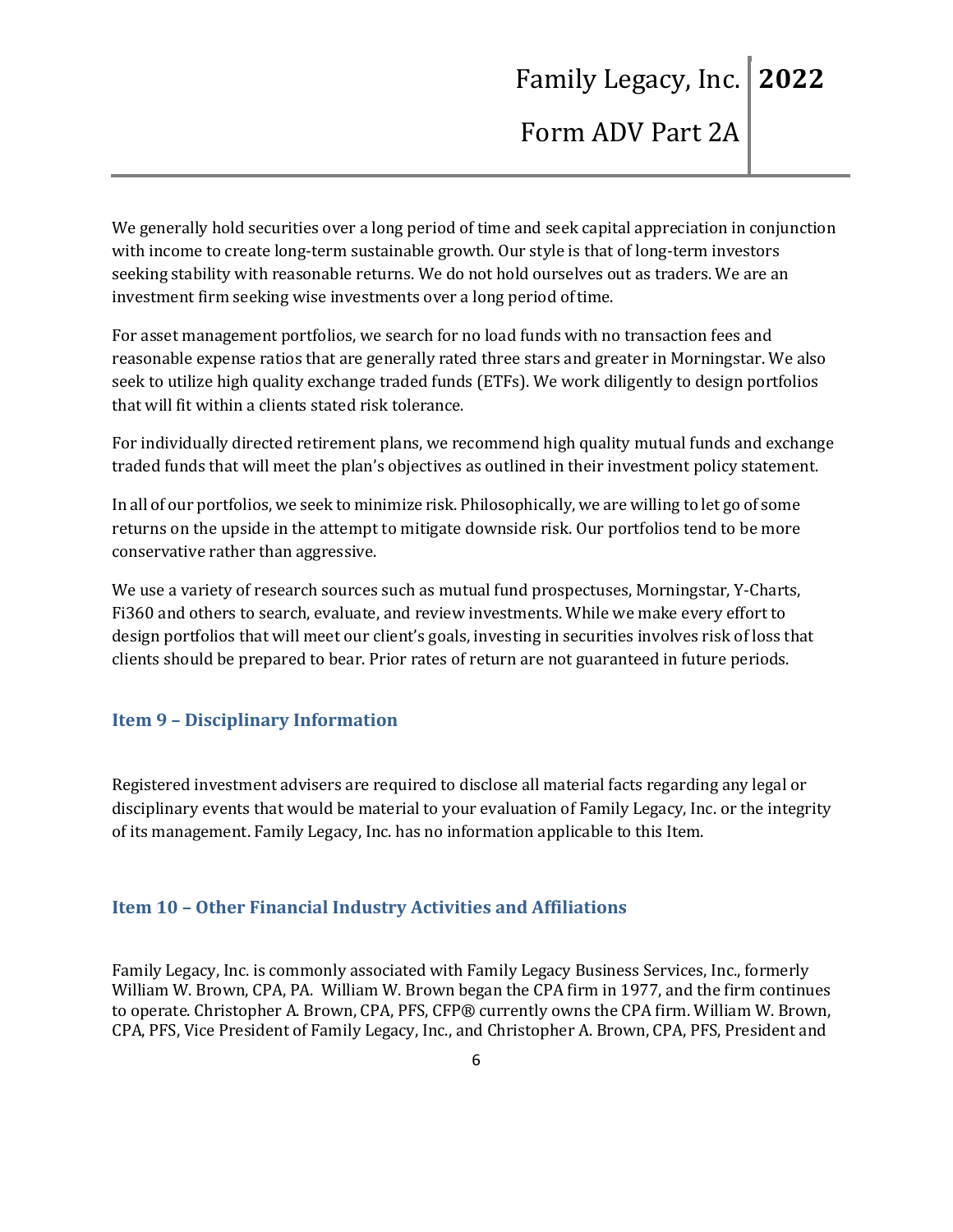We generally hold securities over a long period of time and seek capital appreciation in conjunction with income to create long-term sustainable growth. Our style is that of long-term investors seeking stability with reasonable returns. We do not hold ourselves out as traders. We are an investment firm seeking wise investments over a long period of time.

For asset management portfolios, we search for no load funds with no transaction fees and reasonable expense ratios that are generally rated three stars and greater in Morningstar. We also seek to utilize high quality exchange traded funds (ETFs). We work diligently to design portfolios that will fit within a clients stated risk tolerance.

For individually directed retirement plans, we recommend high quality mutual funds and exchange traded funds that will meet the plan's objectives as outlined in their investment policy statement.

In all of our portfolios, we seek to minimize risk. Philosophically, we are willing to let go of some returns on the upside in the attempt to mitigate downside risk. Our portfolios tend to be more conservative rather than aggressive.

We use a variety of research sources such as mutual fund prospectuses, Morningstar, Y-Charts, Fi360 and others to search, evaluate, and review investments. While we make every effort to design portfolios that will meet our client's goals, investing in securities involves risk of loss that clients should be prepared to bear. Prior rates of return are not guaranteed in future periods.

## Item 9 – Disciplinary Information

Registered investment advisers are required to disclose all material facts regarding any legal or disciplinary events that would be material to your evaluation of Family Legacy, Inc. or the integrity of its management. Family Legacy, Inc. has no information applicable to this Item.

## Item 10 – Other Financial Industry Activities and Affiliations

Family Legacy, Inc. is commonly associated with Family Legacy Business Services, Inc., formerly William W. Brown, CPA, PA. William W. Brown began the CPA firm in 1977, and the firm continues to operate. Christopher A. Brown, CPA, PFS, CFP® currently owns the CPA firm. William W. Brown, CPA, PFS, Vice President of Family Legacy, Inc., and Christopher A. Brown, CPA, PFS, President and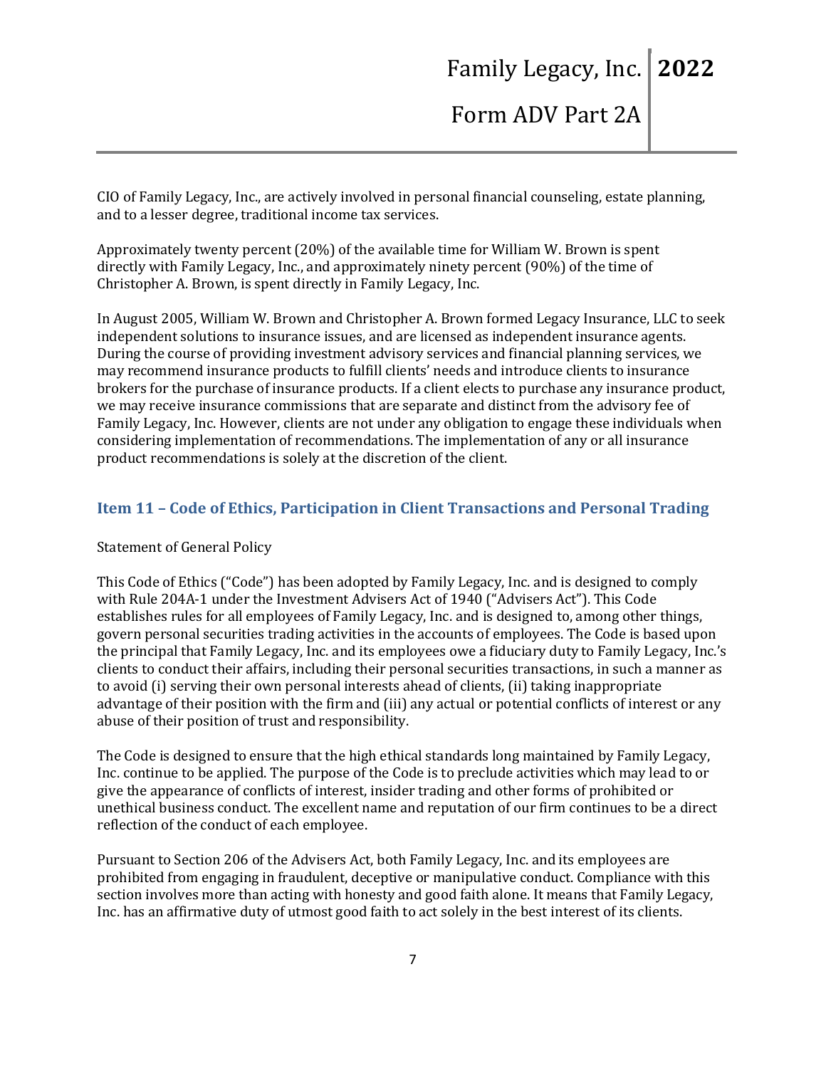CIO of Family Legacy, Inc., are actively involved in personal financial counseling, estate planning, and to a lesser degree, traditional income tax services.

Approximately twenty percent (20%) of the available time for William W. Brown is spent directly with Family Legacy, Inc., and approximately ninety percent (90%) of the time of Christopher A. Brown, is spent directly in Family Legacy, Inc.

In August 2005, William W. Brown and Christopher A. Brown formed Legacy Insurance, LLC to seek independent solutions to insurance issues, and are licensed as independent insurance agents. During the course of providing investment advisory services and financial planning services, we may recommend insurance products to fulfill clients' needs and introduce clients to insurance brokers for the purchase of insurance products. If a client elects to purchase any insurance product, we may receive insurance commissions that are separate and distinct from the advisory fee of Family Legacy, Inc. However, clients are not under any obligation to engage these individuals when considering implementation of recommendations. The implementation of any or all insurance product recommendations is solely at the discretion of the client.

## Item 11 – Code of Ethics, Participation in Client Transactions and Personal Trading

Statement of General Policy

This Code of Ethics ("Code") has been adopted by Family Legacy, Inc. and is designed to comply with Rule 204A-1 under the Investment Advisers Act of 1940 ("Advisers Act"). This Code establishes rules for all employees of Family Legacy, Inc. and is designed to, among other things, govern personal securities trading activities in the accounts of employees. The Code is based upon the principal that Family Legacy, Inc. and its employees owe a fiduciary duty to Family Legacy, Inc.'s clients to conduct their affairs, including their personal securities transactions, in such a manner as to avoid (i) serving their own personal interests ahead of clients, (ii) taking inappropriate advantage of their position with the firm and (iii) any actual or potential conflicts of interest or any abuse of their position of trust and responsibility.

The Code is designed to ensure that the high ethical standards long maintained by Family Legacy, Inc. continue to be applied. The purpose of the Code is to preclude activities which may lead to or give the appearance of conflicts of interest, insider trading and other forms of prohibited or unethical business conduct. The excellent name and reputation of our firm continues to be a direct reflection of the conduct of each employee.

Pursuant to Section 206 of the Advisers Act, both Family Legacy, Inc. and its employees are prohibited from engaging in fraudulent, deceptive or manipulative conduct. Compliance with this section involves more than acting with honesty and good faith alone. It means that Family Legacy, Inc. has an affirmative duty of utmost good faith to act solely in the best interest of its clients.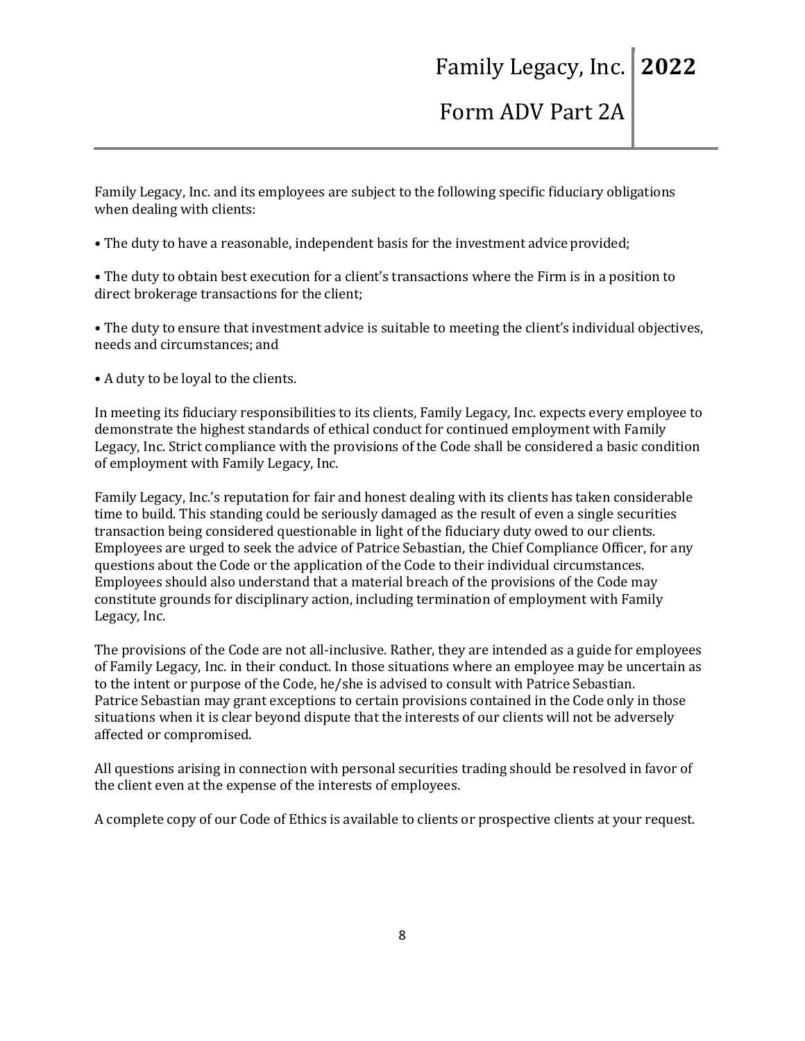Family Legacy, Inc. and its employees are subject to the following specific fiduciary obligations when dealing with clients:

• The duty to have a reasonable, independent basis for the investment advice provided;

• The duty to obtain best execution for a client's transactions where the Firm is in a position to direct brokerage transactions for the client;

• The duty to ensure that investment advice is suitable to meeting the client's individual objectives, needs and circumstances; and

• A duty to be loyal to the clients.

In meeting its fiduciary responsibilities to its clients, Family Legacy, Inc. expects every employee to demonstrate the highest standards of ethical conduct for continued employment with Family Legacy, Inc. Strict compliance with the provisions of the Code shall be considered a basic condition of employment with Family Legacy, Inc.

Family Legacy, Inc.'s reputation for fair and honest dealing with its clients has taken considerable time to build. This standing could be seriously damaged as the result of even a single securities transaction being considered questionable in light of the fiduciary duty owed to our clients. Employees are urged to seek the advice of Patrice Sebastian, the Chief Compliance Officer, for any questions about the Code or the application of the Code to their individual circumstances. Employees should also understand that a material breach of the provisions of the Code may constitute grounds for disciplinary action, including termination of employment with Family Legacy, Inc.

The provisions of the Code are not all-inclusive. Rather, they are intended as a guide for employees of Family Legacy, Inc. in their conduct. In those situations where an employee may be uncertain as to the intent or purpose of the Code, he/she is advised to consult with Patrice Sebastian. Patrice Sebastian may grant exceptions to certain provisions contained in the Code only in those situations when it is clear beyond dispute that the interests of our clients will not be adversely affected or compromised.

All questions arising in connection with personal securities trading should be resolved in favor of the client even at the expense of the interests of employees.

A complete copy of our Code of Ethics is available to clients or prospective clients at your request.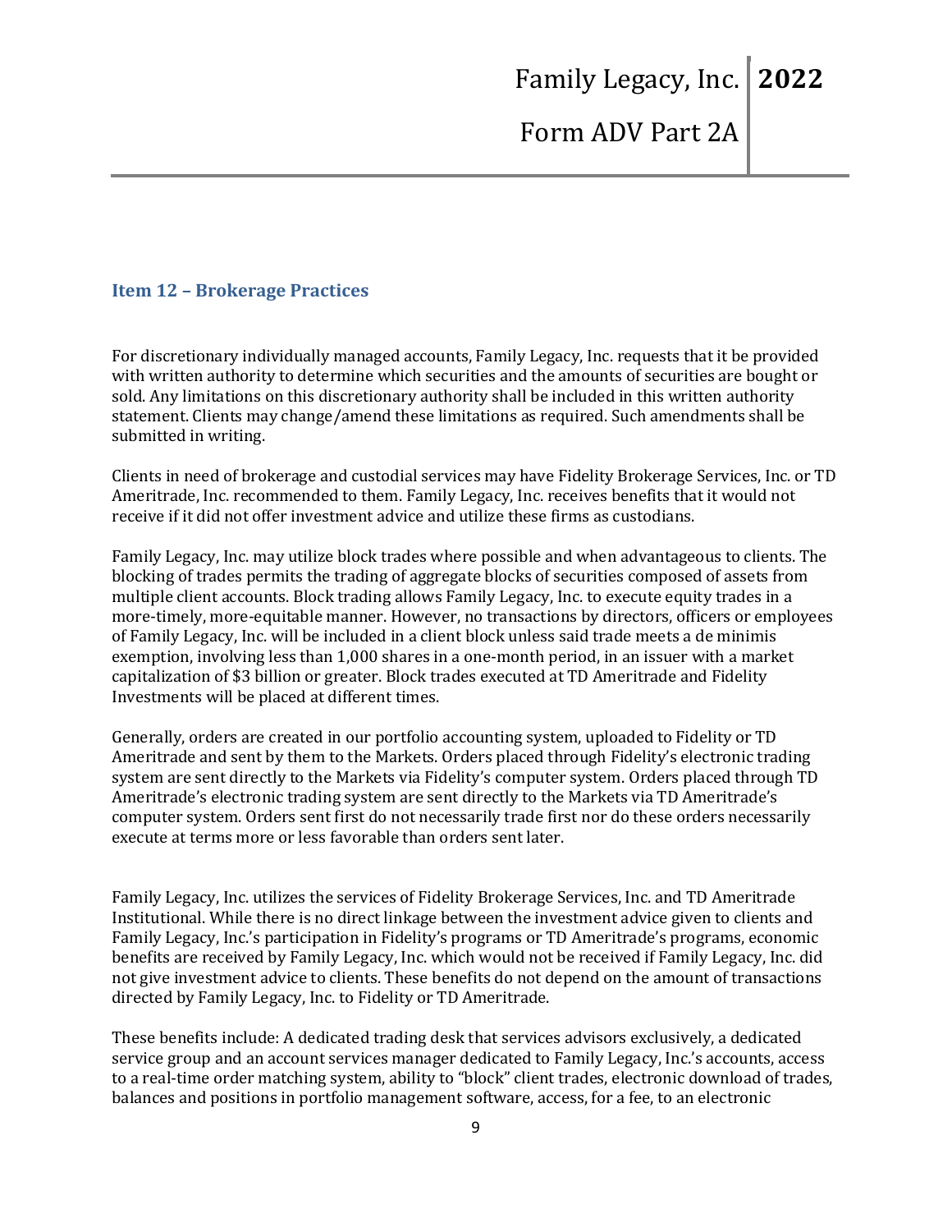## Item 12 – Brokerage Practices

For discretionary individually managed accounts, Family Legacy, Inc. requests that it be provided with written authority to determine which securities and the amounts of securities are bought or sold. Any limitations on this discretionary authority shall be included in this written authority statement. Clients may change/amend these limitations as required. Such amendments shall be submitted in writing.

Clients in need of brokerage and custodial services may have Fidelity Brokerage Services, Inc. or TD Ameritrade, Inc. recommended to them. Family Legacy, Inc. receives benefits that it would not receive if it did not offer investment advice and utilize these firms as custodians.

Family Legacy, Inc. may utilize block trades where possible and when advantageous to clients. The blocking of trades permits the trading of aggregate blocks of securities composed of assets from multiple client accounts. Block trading allows Family Legacy, Inc. to execute equity trades in a more-timely, more-equitable manner. However, no transactions by directors, officers or employees of Family Legacy, Inc. will be included in a client block unless said trade meets a de minimis exemption, involving less than 1,000 shares in a one-month period, in an issuer with a market capitalization of $3 billion or greater. Block trades executed at TD Ameritrade and Fidelity Investments will be placed at different times.

Generally, orders are created in our portfolio accounting system, uploaded to Fidelity or TD Ameritrade and sent by them to the Markets. Orders placed through Fidelity's electronic trading system are sent directly to the Markets via Fidelity's computer system. Orders placed through TD Ameritrade's electronic trading system are sent directly to the Markets via TD Ameritrade's computer system. Orders sent first do not necessarily trade first nor do these orders necessarily execute at terms more or less favorable than orders sent later.

Family Legacy, Inc. utilizes the services of Fidelity Brokerage Services, Inc. and TD Ameritrade Institutional. While there is no direct linkage between the investment advice given to clients and Family Legacy, Inc.'s participation in Fidelity's programs or TD Ameritrade's programs, economic benefits are received by Family Legacy, Inc. which would not be received if Family Legacy, Inc. did not give investment advice to clients. These benefits do not depend on the amount of transactions directed by Family Legacy, Inc. to Fidelity or TD Ameritrade.

These benefits include: A dedicated trading desk that services advisors exclusively, a dedicated service group and an account services manager dedicated to Family Legacy, Inc.'s accounts, access to a real-time order matching system, ability to "block" client trades, electronic download of trades, balances and positions in portfolio management software, access, for a fee, to an electronic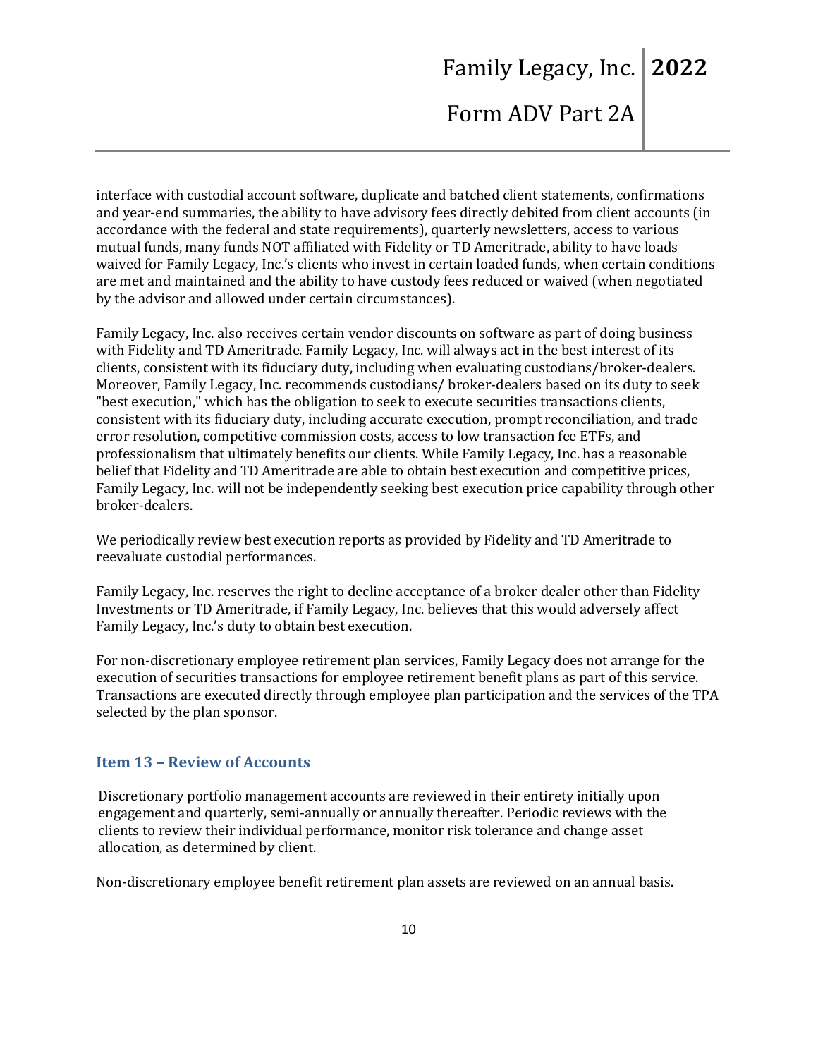interface with custodial account software, duplicate and batched client statements, confirmations and year-end summaries, the ability to have advisory fees directly debited from client accounts (in accordance with the federal and state requirements), quarterly newsletters, access to various mutual funds, many funds NOT affiliated with Fidelity or TD Ameritrade, ability to have loads waived for Family Legacy, Inc.'s clients who invest in certain loaded funds, when certain conditions are met and maintained and the ability to have custody fees reduced or waived (when negotiated by the advisor and allowed under certain circumstances).

Family Legacy, Inc. also receives certain vendor discounts on software as part of doing business with Fidelity and TD Ameritrade. Family Legacy, Inc. will always act in the best interest of its clients, consistent with its fiduciary duty, including when evaluating custodians/broker-dealers. Moreover, Family Legacy, Inc. recommends custodians/ broker-dealers based on its duty to seek "best execution," which has the obligation to seek to execute securities transactions clients, consistent with its fiduciary duty, including accurate execution, prompt reconciliation, and trade error resolution, competitive commission costs, access to low transaction fee ETFs, and professionalism that ultimately benefits our clients. While Family Legacy, Inc. has a reasonable belief that Fidelity and TD Ameritrade are able to obtain best execution and competitive prices, Family Legacy, Inc. will not be independently seeking best execution price capability through other broker-dealers.

We periodically review best execution reports as provided by Fidelity and TD Ameritrade to reevaluate custodial performances.

Family Legacy, Inc. reserves the right to decline acceptance of a broker dealer other than Fidelity Investments or TD Ameritrade, if Family Legacy, Inc. believes that this would adversely affect Family Legacy, Inc.'s duty to obtain best execution.

For non-discretionary employee retirement plan services, Family Legacy does not arrange for the execution of securities transactions for employee retirement benefit plans as part of this service. Transactions are executed directly through employee plan participation and the services of the TPA selected by the plan sponsor.

## Item 13 – Review of Accounts

Discretionary portfolio management accounts are reviewed in their entirety initially upon engagement and quarterly, semi-annually or annually thereafter. Periodic reviews with the clients to review their individual performance, monitor risk tolerance and change asset allocation, as determined by client.

Non-discretionary employee benefit retirement plan assets are reviewed on an annual basis.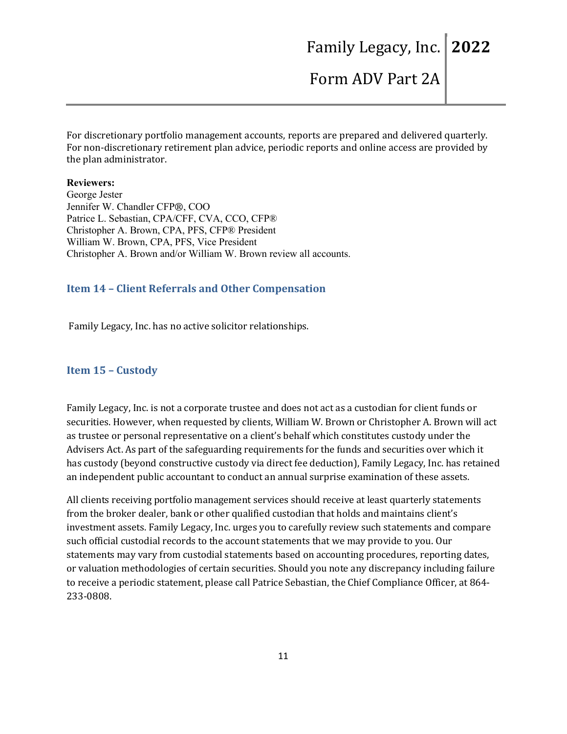For discretionary portfolio management accounts, reports are prepared and delivered quarterly. For non-discretionary retirement plan advice, periodic reports and online access are provided by the plan administrator.

**Reviewers:**
George Jester
Jennifer W. Chandler CFP®, COO
Patrice L. Sebastian, CPA/CFF, CVA, CCO, CFP®
Christopher A. Brown, CPA, PFS, CFP® President
William W. Brown, CPA, PFS, Vice President
Christopher A. Brown and/or William W. Brown review all accounts.

## Item 14 – Client Referrals and Other Compensation

Family Legacy, Inc. has no active solicitor relationships.

## Item 15 – Custody

Family Legacy, Inc. is not a corporate trustee and does not act as a custodian for client funds or securities. However, when requested by clients, William W. Brown or Christopher A. Brown will act as trustee or personal representative on a client's behalf which constitutes custody under the Advisers Act. As part of the safeguarding requirements for the funds and securities over which it has custody (beyond constructive custody via direct fee deduction), Family Legacy, Inc. has retained an independent public accountant to conduct an annual surprise examination of these assets.

All clients receiving portfolio management services should receive at least quarterly statements from the broker dealer, bank or other qualified custodian that holds and maintains client's investment assets. Family Legacy, Inc. urges you to carefully review such statements and compare such official custodial records to the account statements that we may provide to you. Our statements may vary from custodial statements based on accounting procedures, reporting dates, or valuation methodologies of certain securities. Should you note any discrepancy including failure to receive a periodic statement, please call Patrice Sebastian, the Chief Compliance Officer, at 864-233-0808.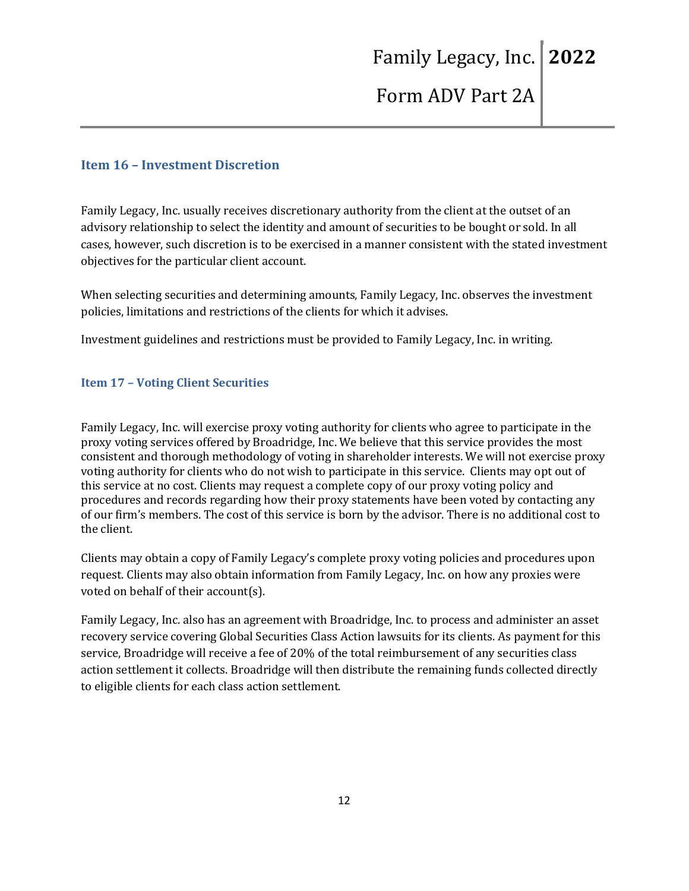## Item 16 – Investment Discretion

Family Legacy, Inc. usually receives discretionary authority from the client at the outset of an advisory relationship to select the identity and amount of securities to be bought or sold. In all cases, however, such discretion is to be exercised in a manner consistent with the stated investment objectives for the particular client account.

When selecting securities and determining amounts, Family Legacy, Inc. observes the investment policies, limitations and restrictions of the clients for which it advises.

Investment guidelines and restrictions must be provided to Family Legacy, Inc. in writing.

## Item 17 – Voting Client Securities

Family Legacy, Inc. will exercise proxy voting authority for clients who agree to participate in the proxy voting services offered by Broadridge, Inc. We believe that this service provides the most consistent and thorough methodology of voting in shareholder interests. We will not exercise proxy voting authority for clients who do not wish to participate in this service. Clients may opt out of this service at no cost. Clients may request a complete copy of our proxy voting policy and procedures and records regarding how their proxy statements have been voted by contacting any of our firm's members. The cost of this service is born by the advisor. There is no additional cost to the client.

Clients may obtain a copy of Family Legacy's complete proxy voting policies and procedures upon request. Clients may also obtain information from Family Legacy, Inc. on how any proxies were voted on behalf of their account(s).

Family Legacy, Inc. also has an agreement with Broadridge, Inc. to process and administer an asset recovery service covering Global Securities Class Action lawsuits for its clients. As payment for this service, Broadridge will receive a fee of 20% of the total reimbursement of any securities class action settlement it collects. Broadridge will then distribute the remaining funds collected directly to eligible clients for each class action settlement.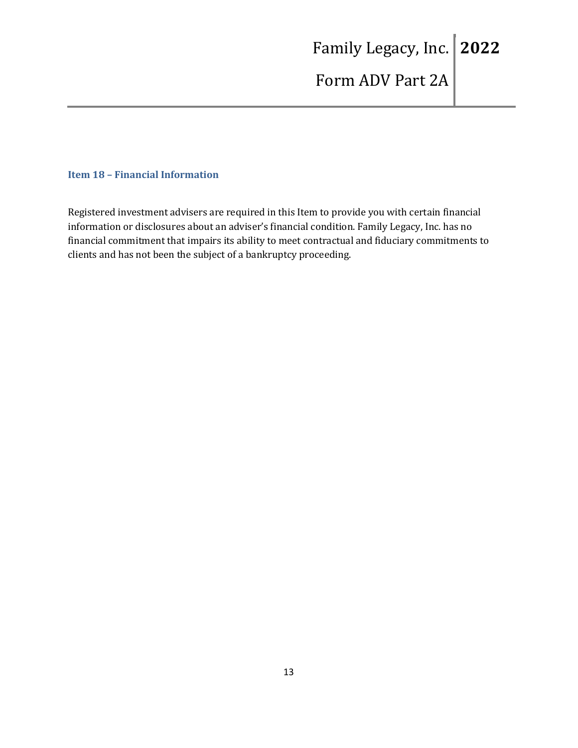## Item 18 – Financial Information

Registered investment advisers are required in this Item to provide you with certain financial information or disclosures about an adviser's financial condition. Family Legacy, Inc. has no financial commitment that impairs its ability to meet contractual and fiduciary commitments to clients and has not been the subject of a bankruptcy proceeding.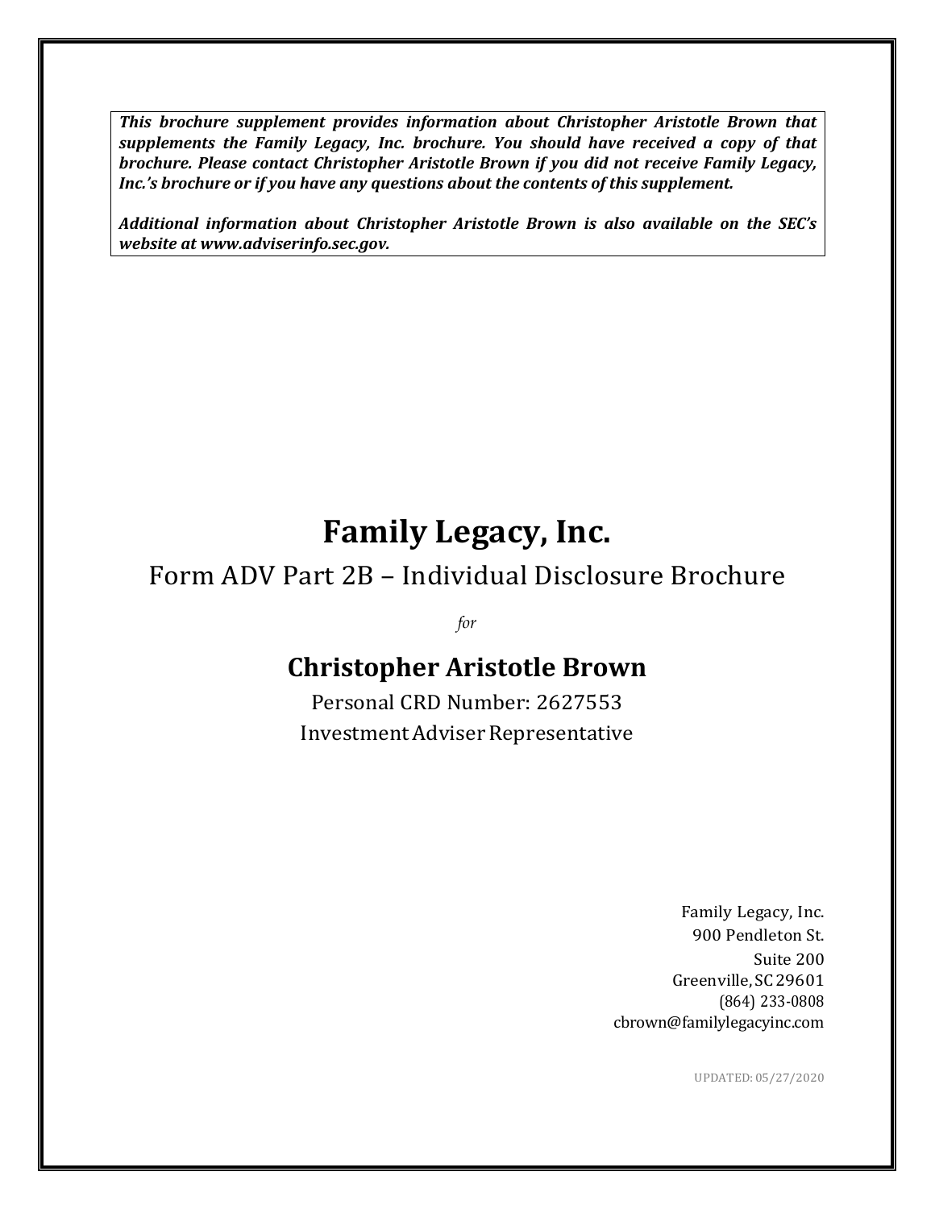***This brochure supplement provides information about Christopher Aristotle Brown that supplements the Family Legacy, Inc. brochure. You should have received a copy of that brochure. Please contact Christopher Aristotle Brown if you did not receive Family Legacy, Inc.'s brochure or if you have any questions about the contents of this supplement.***

***Additional information about Christopher Aristotle Brown is also available on the SEC's website at www.adviserinfo.sec.gov.***

# Family Legacy, Inc.

## Form ADV Part 2B – Individual Disclosure Brochure

*for*

## Christopher Aristotle Brown

Personal CRD Number: 2627553

Investment Adviser Representative

Family Legacy, Inc.
900 Pendleton St.
Suite 200
Greenville, SC 29601
(864) 233-0808
cbrown@familylegacyinc.com

UPDATED: 05/27/2020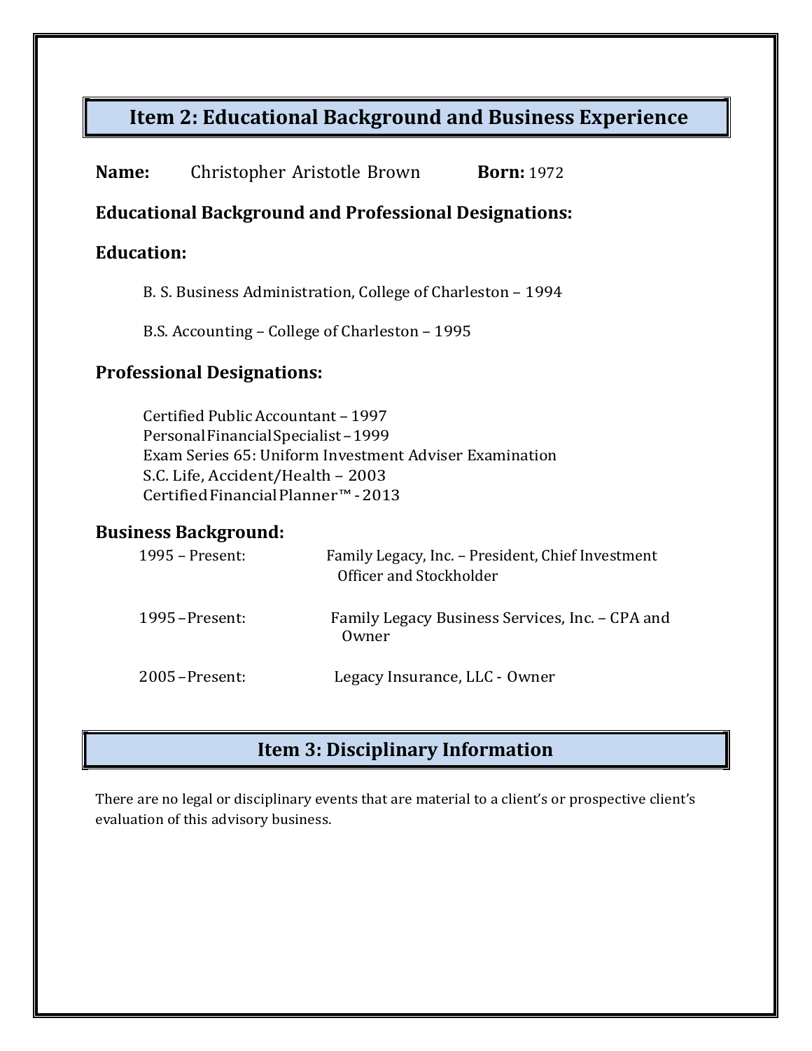## Item 2: Educational Background and Business Experience

**Name:** Christopher Aristotle Brown **Born:** 1972

### Educational Background and Professional Designations:

### Education:

B. S. Business Administration, College of Charleston – 1994

B.S. Accounting – College of Charleston – 1995

### Professional Designations:

Certified Public Accountant – 1997
Personal Financial Specialist – 1999
Exam Series 65: Uniform Investment Adviser Examination
S.C. Life, Accident/Health – 2003
Certified Financial Planner™ - 2013

### Business Background:

1995 – Present: Family Legacy, Inc. – President, Chief Investment Officer and Stockholder

1995 – Present: Family Legacy Business Services, Inc. – CPA and Owner

2005 – Present: Legacy Insurance, LLC - Owner

## Item 3: Disciplinary Information

There are no legal or disciplinary events that are material to a client's or prospective client's evaluation of this advisory business.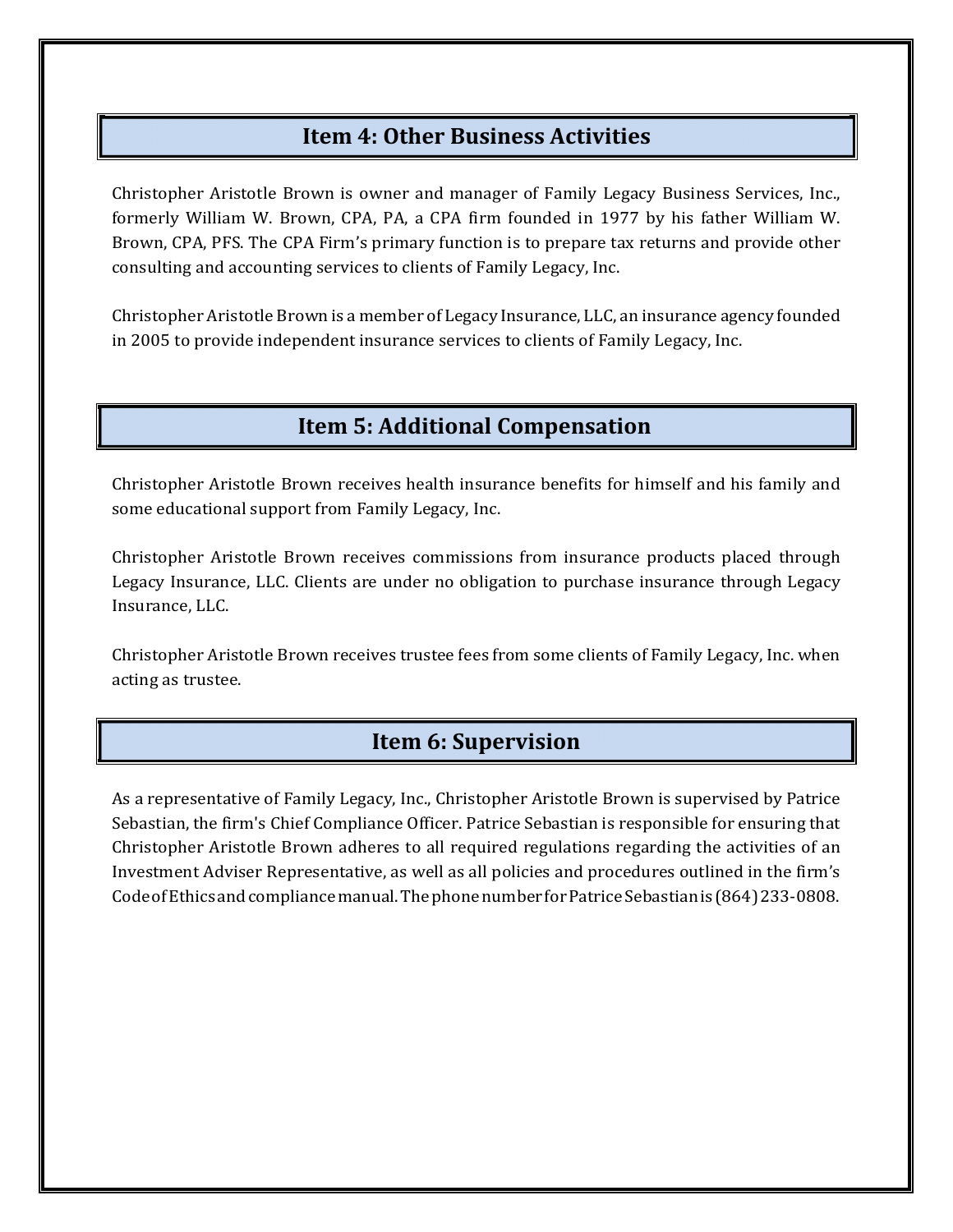## Item 4: Other Business Activities

Christopher Aristotle Brown is owner and manager of Family Legacy Business Services, Inc., formerly William W. Brown, CPA, PA, a CPA firm founded in 1977 by his father William W. Brown, CPA, PFS. The CPA Firm's primary function is to prepare tax returns and provide other consulting and accounting services to clients of Family Legacy, Inc.

Christopher Aristotle Brown is a member of Legacy Insurance, LLC, an insurance agency founded in 2005 to provide independent insurance services to clients of Family Legacy, Inc.

## Item 5: Additional Compensation

Christopher Aristotle Brown receives health insurance benefits for himself and his family and some educational support from Family Legacy, Inc.

Christopher Aristotle Brown receives commissions from insurance products placed through Legacy Insurance, LLC. Clients are under no obligation to purchase insurance through Legacy Insurance, LLC.

Christopher Aristotle Brown receives trustee fees from some clients of Family Legacy, Inc. when acting as trustee.

## Item 6: Supervision

As a representative of Family Legacy, Inc., Christopher Aristotle Brown is supervised by Patrice Sebastian, the firm's Chief Compliance Officer. Patrice Sebastian is responsible for ensuring that Christopher Aristotle Brown adheres to all required regulations regarding the activities of an Investment Adviser Representative, as well as all policies and procedures outlined in the firm's Code of Ethics and compliance manual. The phone number for Patrice Sebastian is (864) 233-0808.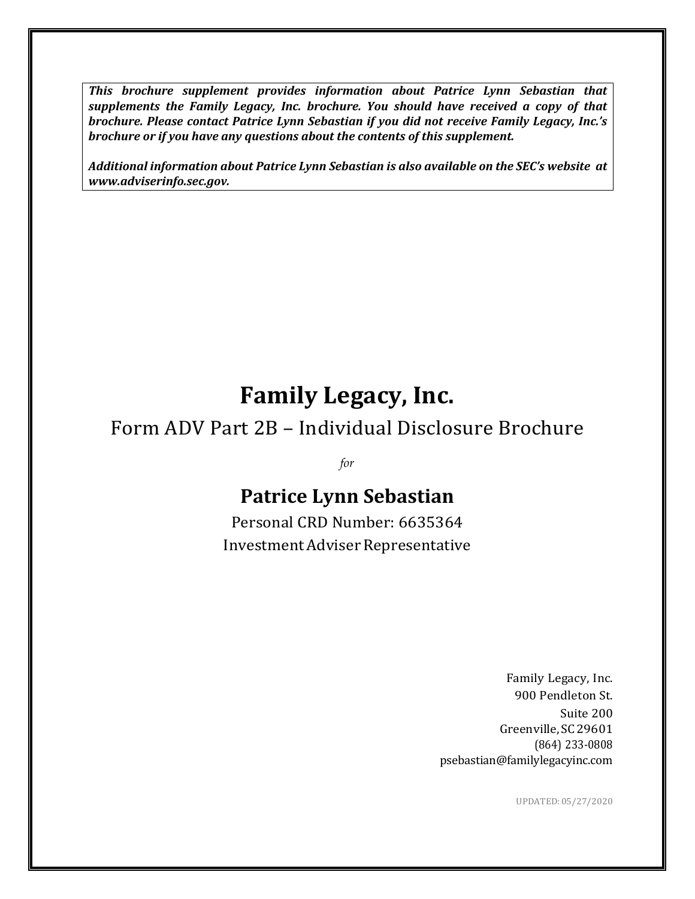***This brochure supplement provides information about Patrice Lynn Sebastian that supplements the Family Legacy, Inc. brochure. You should have received a copy of that brochure. Please contact Patrice Lynn Sebastian if you did not receive Family Legacy, Inc.'s brochure or if you have any questions about the contents of this supplement.***

***Additional information about Patrice Lynn Sebastian is also available on the SEC's website at www.adviserinfo.sec.gov.***

# Family Legacy, Inc.

## Form ADV Part 2B – Individual Disclosure Brochure

*for*

## Patrice Lynn Sebastian

Personal CRD Number: 6635364

Investment Adviser Representative

Family Legacy, Inc.
900 Pendleton St.
Suite 200
Greenville, SC 29601
(864) 233-0808
psebastian@familylegacyinc.com

UPDATED: 05/27/2020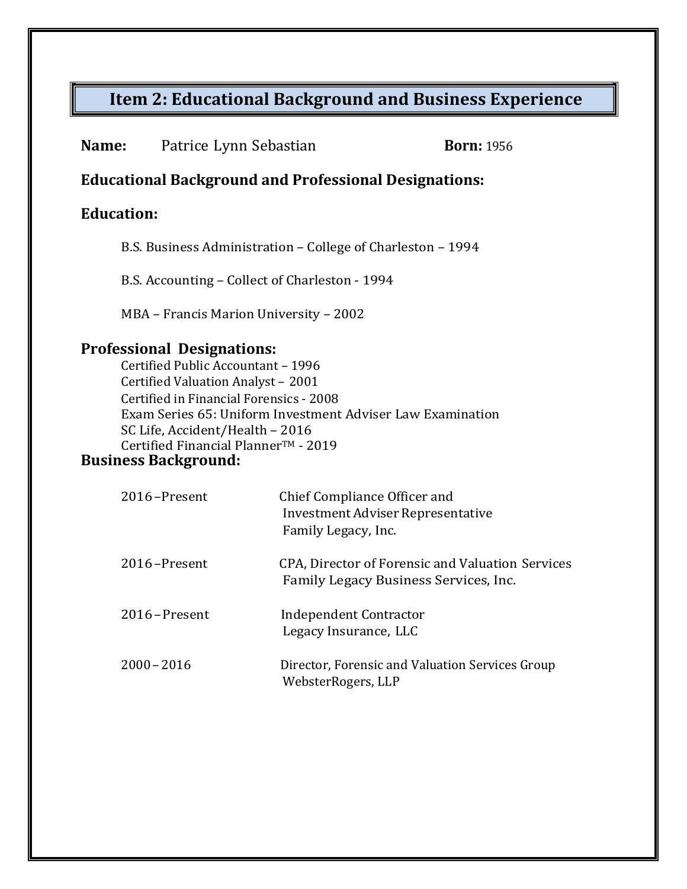## Item 2: Educational Background and Business Experience

**Name:** Patrice Lynn Sebastian **Born:** 1956

### Educational Background and Professional Designations:

### Education:

B.S. Business Administration – College of Charleston – 1994

B.S. Accounting – Collect of Charleston - 1994

MBA – Francis Marion University – 2002

### Professional Designations:

Certified Public Accountant – 1996
Certified Valuation Analyst – 2001
Certified in Financial Forensics - 2008
Exam Series 65: Uniform Investment Adviser Law Examination
SC Life, Accident/Health – 2016
Certified Financial Planner™ - 2019

### Business Background:

| | |
|---|---|
| 2016 – Present | Chief Compliance Officer and Investment Adviser Representative<br>Family Legacy, Inc. |
| 2016 – Present | CPA, Director of Forensic and Valuation Services<br>Family Legacy Business Services, Inc. |
| 2016 – Present | Independent Contractor<br>Legacy Insurance, LLC |
| 2000 – 2016 | Director, Forensic and Valuation Services Group<br>WebsterRogers, LLP |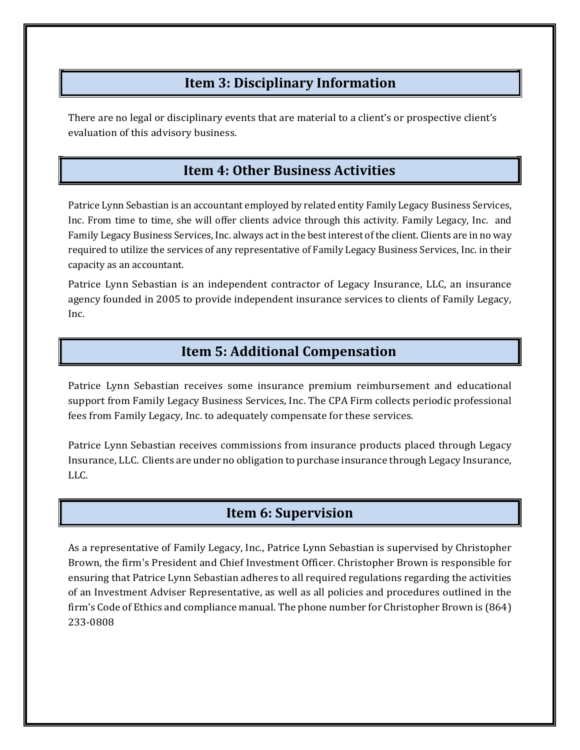## Item 3: Disciplinary Information

There are no legal or disciplinary events that are material to a client's or prospective client's evaluation of this advisory business.

## Item 4: Other Business Activities

Patrice Lynn Sebastian is an accountant employed by related entity Family Legacy Business Services, Inc. From time to time, she will offer clients advice through this activity. Family Legacy, Inc. and Family Legacy Business Services, Inc. always act in the best interest of the client. Clients are in no way required to utilize the services of any representative of Family Legacy Business Services, Inc. in their capacity as an accountant.

Patrice Lynn Sebastian is an independent contractor of Legacy Insurance, LLC, an insurance agency founded in 2005 to provide independent insurance services to clients of Family Legacy, Inc.

## Item 5: Additional Compensation

Patrice Lynn Sebastian receives some insurance premium reimbursement and educational support from Family Legacy Business Services, Inc. The CPA Firm collects periodic professional fees from Family Legacy, Inc. to adequately compensate for these services.

Patrice Lynn Sebastian receives commissions from insurance products placed through Legacy Insurance, LLC. Clients are under no obligation to purchase insurance through Legacy Insurance, LLC.

## Item 6: Supervision

As a representative of Family Legacy, Inc., Patrice Lynn Sebastian is supervised by Christopher Brown, the firm's President and Chief Investment Officer. Christopher Brown is responsible for ensuring that Patrice Lynn Sebastian adheres to all required regulations regarding the activities of an Investment Adviser Representative, as well as all policies and procedures outlined in the firm's Code of Ethics and compliance manual. The phone number for Christopher Brown is (864) 233-0808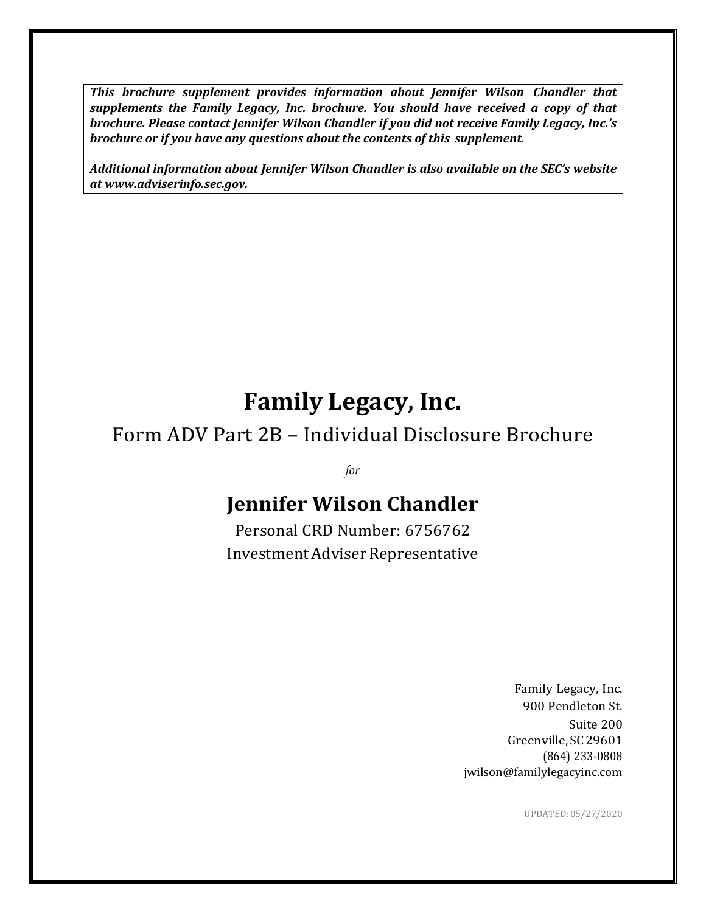***This brochure supplement provides information about Jennifer Wilson Chandler that supplements the Family Legacy, Inc. brochure. You should have received a copy of that brochure. Please contact Jennifer Wilson Chandler if you did not receive Family Legacy, Inc.'s brochure or if you have any questions about the contents of this supplement.***

***Additional information about Jennifer Wilson Chandler is also available on the SEC's website at www.adviserinfo.sec.gov.***

# Family Legacy, Inc.

## Form ADV Part 2B – Individual Disclosure Brochure

*for*

## Jennifer Wilson Chandler

Personal CRD Number: 6756762

Investment Adviser Representative

Family Legacy, Inc.
900 Pendleton St.
Suite 200
Greenville, SC 29601
(864) 233-0808
jwilson@familylegacyinc.com

UPDATED: 05/27/2020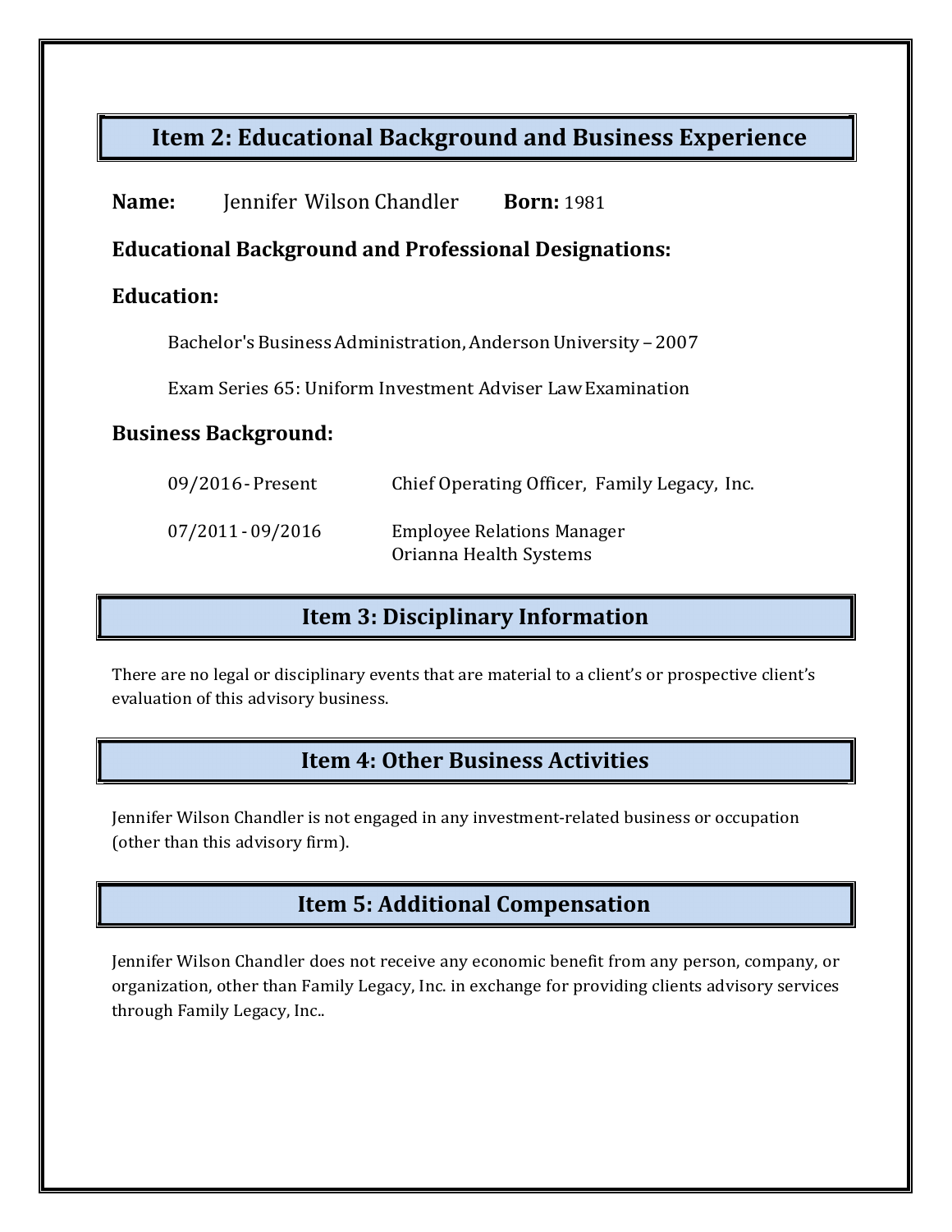## Item 2: Educational Background and Business Experience

**Name:** Jennifer Wilson Chandler **Born:** 1981

### Educational Background and Professional Designations:

### Education:

Bachelor's Business Administration, Anderson University – 2007

Exam Series 65: Uniform Investment Adviser Law Examination

### Business Background:

| | |
|---|---|
| 09/2016 - Present | Chief Operating Officer, Family Legacy, Inc. |
| 07/2011 - 09/2016 | Employee Relations Manager<br>Orianna Health Systems |

## Item 3: Disciplinary Information

There are no legal or disciplinary events that are material to a client's or prospective client's evaluation of this advisory business.

## Item 4: Other Business Activities

Jennifer Wilson Chandler is not engaged in any investment-related business or occupation (other than this advisory firm).

## Item 5: Additional Compensation

Jennifer Wilson Chandler does not receive any economic benefit from any person, company, or organization, other than Family Legacy, Inc. in exchange for providing clients advisory services through Family Legacy, Inc..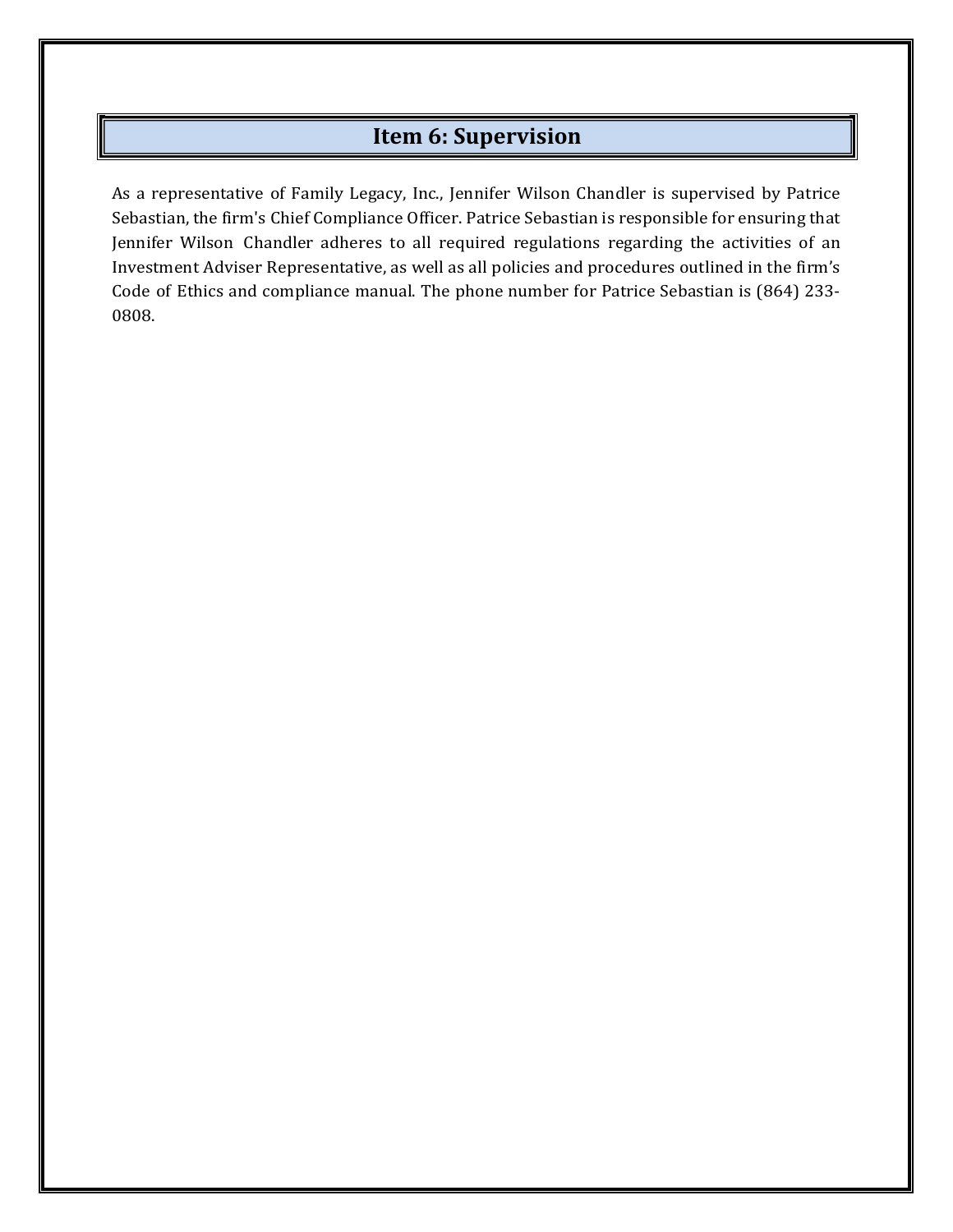## Item 6: Supervision

As a representative of Family Legacy, Inc., Jennifer Wilson Chandler is supervised by Patrice Sebastian, the firm's Chief Compliance Officer. Patrice Sebastian is responsible for ensuring that Jennifer Wilson Chandler adheres to all required regulations regarding the activities of an Investment Adviser Representative, as well as all policies and procedures outlined in the firm's Code of Ethics and compliance manual. The phone number for Patrice Sebastian is (864) 233-0808.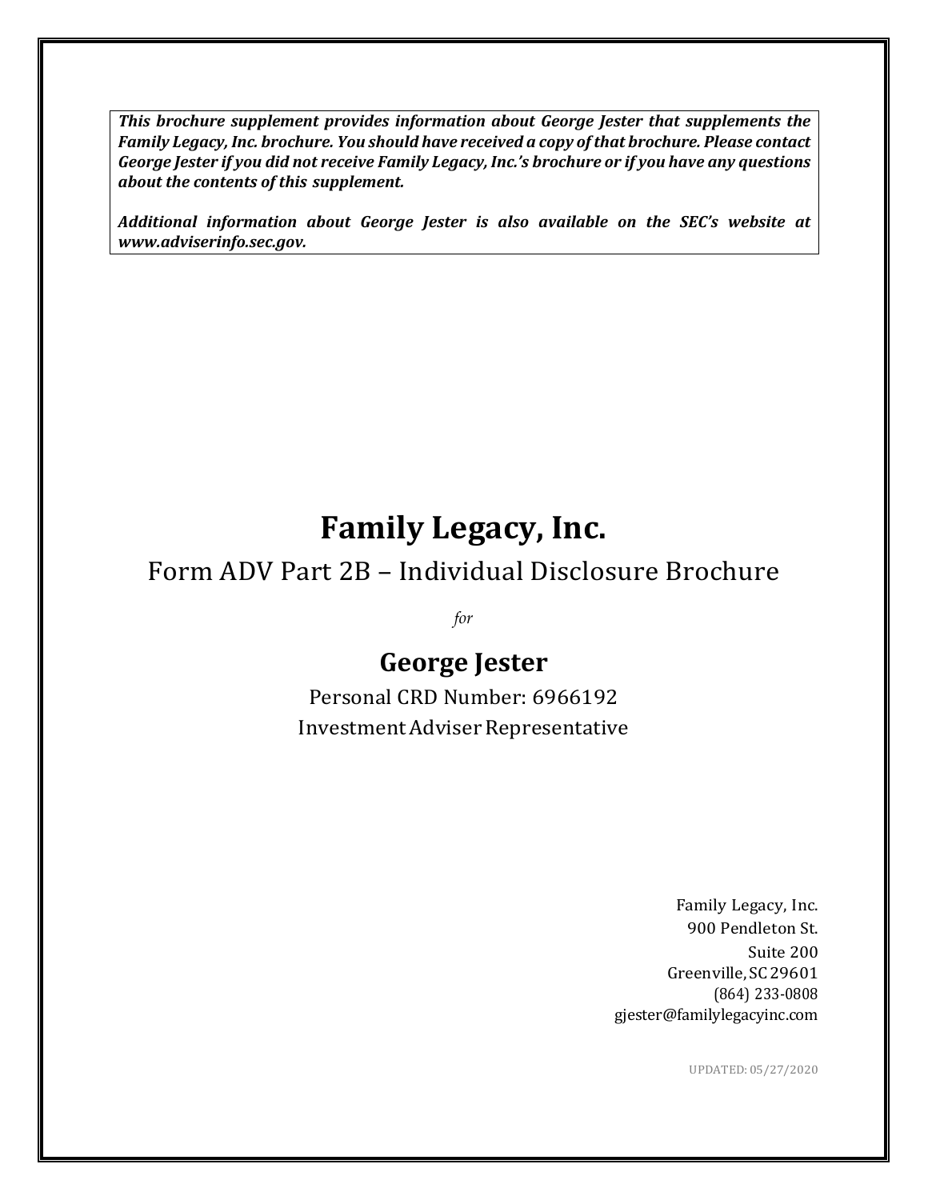***This brochure supplement provides information about George Jester that supplements the Family Legacy, Inc. brochure. You should have received a copy of that brochure. Please contact George Jester if you did not receive Family Legacy, Inc.'s brochure or if you have any questions about the contents of this supplement.***

***Additional information about George Jester is also available on the SEC's website at www.adviserinfo.sec.gov.***

# Family Legacy, Inc.

## Form ADV Part 2B – Individual Disclosure Brochure

*for*

## George Jester

Personal CRD Number: 6966192

Investment Adviser Representative

Family Legacy, Inc.
900 Pendleton St.
Suite 200
Greenville, SC 29601
(864) 233-0808
gjester@familylegacyinc.com

UPDATED: 05/27/2020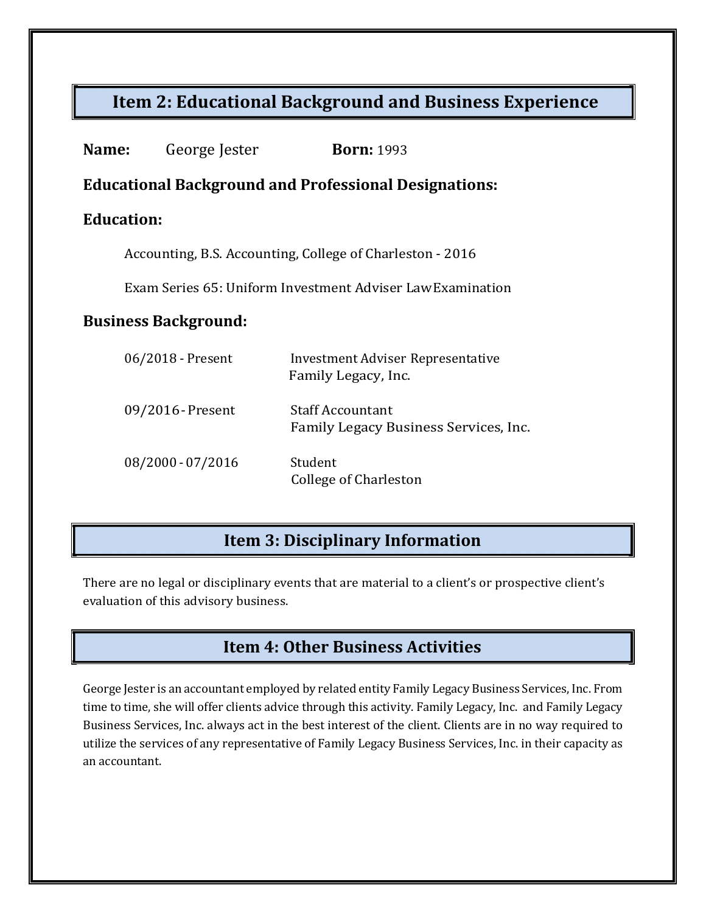## Item 2: Educational Background and Business Experience

**Name:** George Jester **Born:** 1993

### Educational Background and Professional Designations:

### Education:

Accounting, B.S. Accounting, College of Charleston - 2016

Exam Series 65: Uniform Investment Adviser Law Examination

### Business Background:

| | |
|---|---|
| 06/2018 - Present | Investment Adviser Representative<br>Family Legacy, Inc. |
| 09/2016 - Present | Staff Accountant<br>Family Legacy Business Services, Inc. |
| 08/2000 - 07/2016 | Student<br>College of Charleston |

## Item 3: Disciplinary Information

There are no legal or disciplinary events that are material to a client's or prospective client's evaluation of this advisory business.

## Item 4: Other Business Activities

George Jester is an accountant employed by related entity Family Legacy Business Services, Inc. From time to time, she will offer clients advice through this activity. Family Legacy, Inc. and Family Legacy Business Services, Inc. always act in the best interest of the client. Clients are in no way required to utilize the services of any representative of Family Legacy Business Services, Inc. in their capacity as an accountant.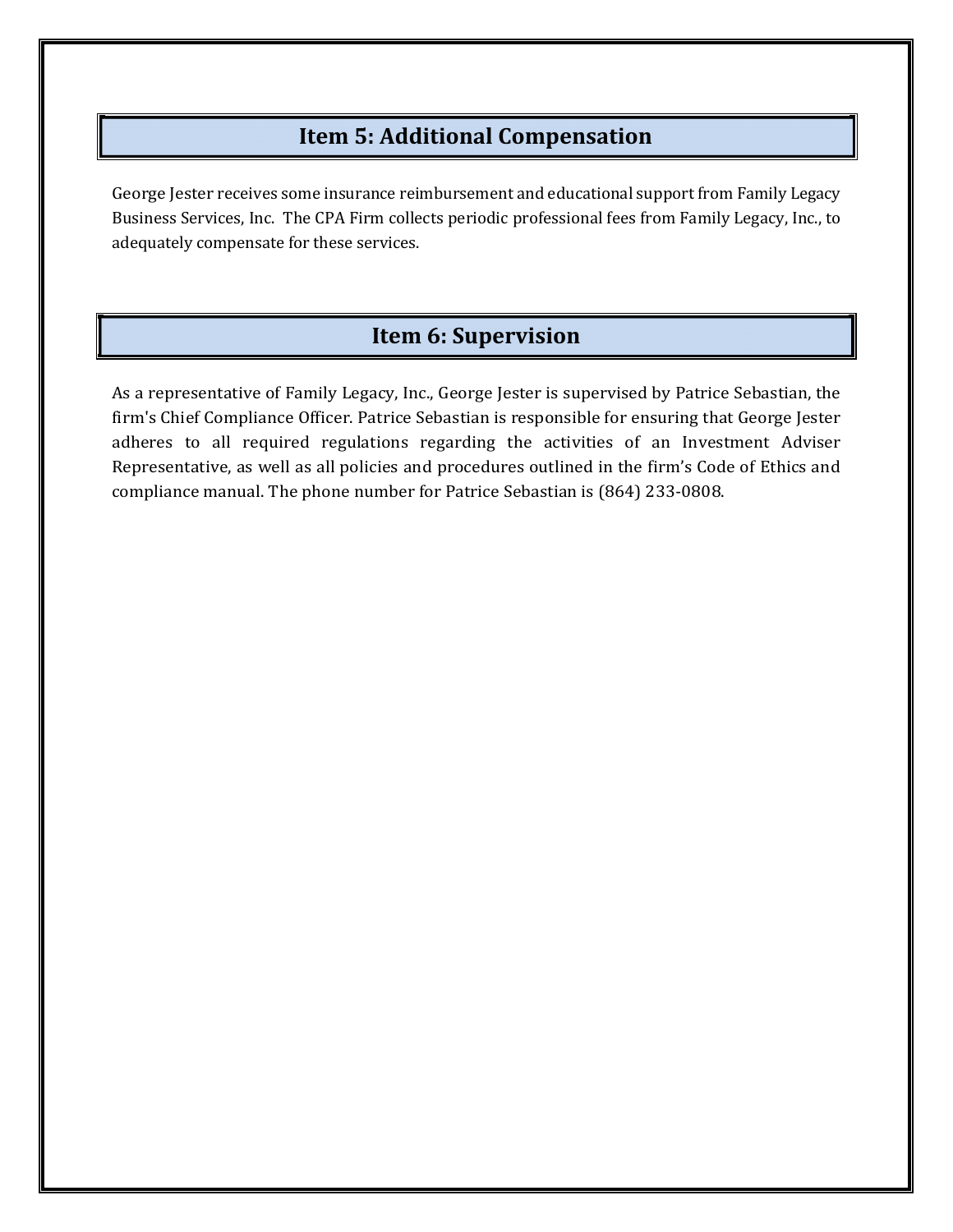## Item 5: Additional Compensation

George Jester receives some insurance reimbursement and educational support from Family Legacy Business Services, Inc.  The CPA Firm collects periodic professional fees from Family Legacy, Inc., to adequately compensate for these services.

## Item 6: Supervision

As a representative of Family Legacy, Inc., George Jester is supervised by Patrice Sebastian, the firm's Chief Compliance Officer. Patrice Sebastian is responsible for ensuring that George Jester adheres to all required regulations regarding the activities of an Investment Adviser Representative, as well as all policies and procedures outlined in the firm's Code of Ethics and compliance manual. The phone number for Patrice Sebastian is (864) 233-0808.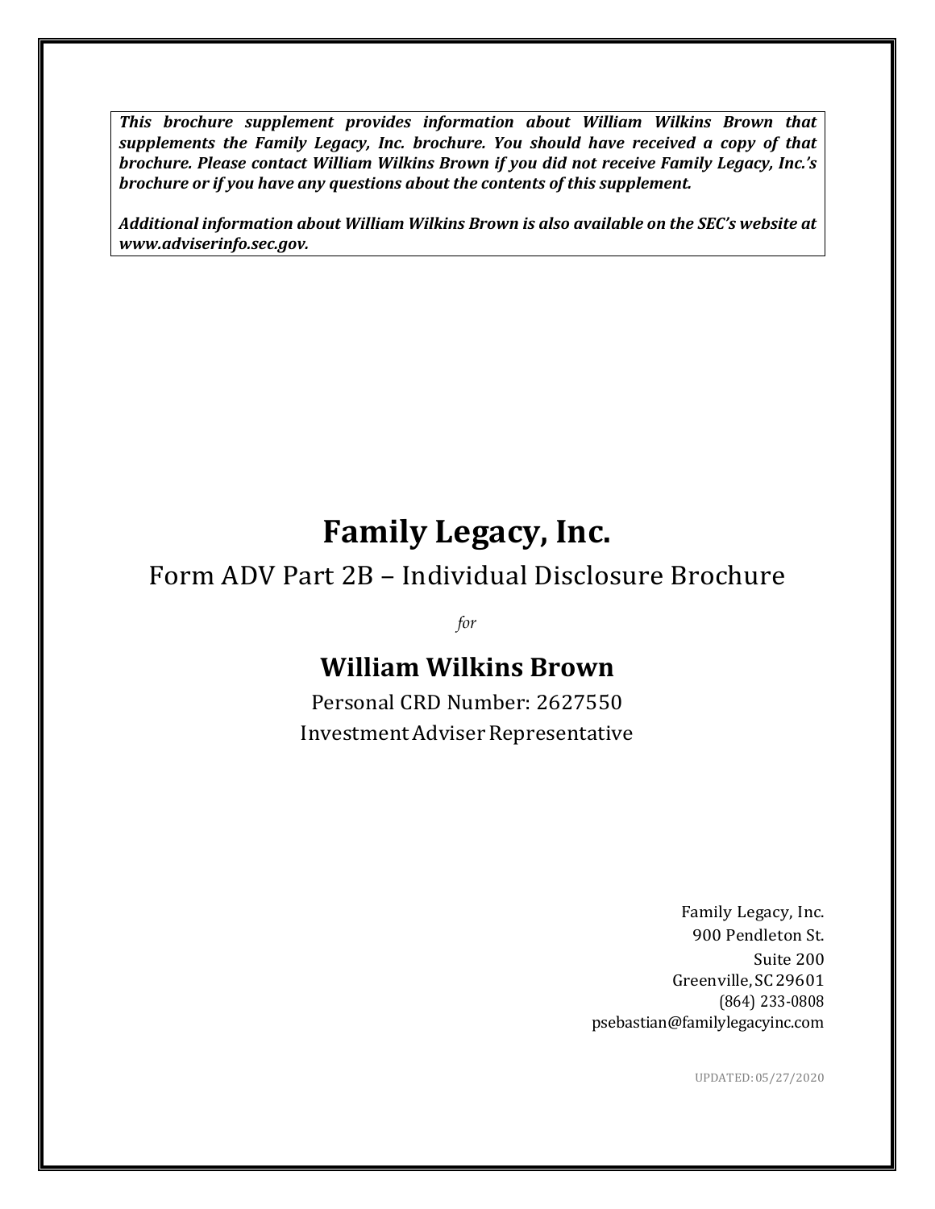***This brochure supplement provides information about William Wilkins Brown that supplements the Family Legacy, Inc. brochure. You should have received a copy of that brochure. Please contact William Wilkins Brown if you did not receive Family Legacy, Inc.'s brochure or if you have any questions about the contents of this supplement.***

***Additional information about William Wilkins Brown is also available on the SEC's website at www.adviserinfo.sec.gov.***

# Family Legacy, Inc.

## Form ADV Part 2B – Individual Disclosure Brochure

*for*

## William Wilkins Brown

Personal CRD Number: 2627550

Investment Adviser Representative

Family Legacy, Inc.
900 Pendleton St.
Suite 200
Greenville, SC 29601
(864) 233-0808
psebastian@familylegacyinc.com

UPDATED: 05/27/2020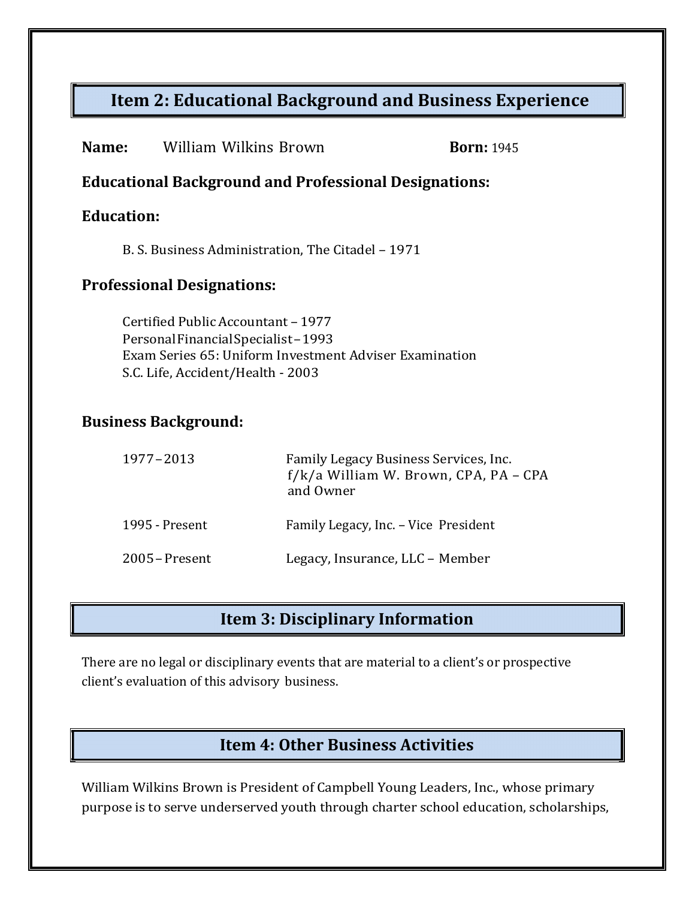## Item 2: Educational Background and Business Experience

**Name:** William Wilkins Brown **Born:** 1945

### Educational Background and Professional Designations:

### Education:

B. S. Business Administration, The Citadel – 1971

### Professional Designations:

Certified Public Accountant – 1977
Personal Financial Specialist – 1993
Exam Series 65: Uniform Investment Adviser Examination
S.C. Life, Accident/Health - 2003

### Business Background:

| | |
|---|---|
| 1977 – 2013 | Family Legacy Business Services, Inc. f/k/a William W. Brown, CPA, PA – CPA and Owner |
| 1995 - Present | Family Legacy, Inc. – Vice President |
| 2005 – Present | Legacy, Insurance, LLC – Member |

## Item 3: Disciplinary Information

There are no legal or disciplinary events that are material to a client's or prospective client's evaluation of this advisory business.

## Item 4: Other Business Activities

William Wilkins Brown is President of Campbell Young Leaders, Inc., whose primary purpose is to serve underserved youth through charter school education, scholarships,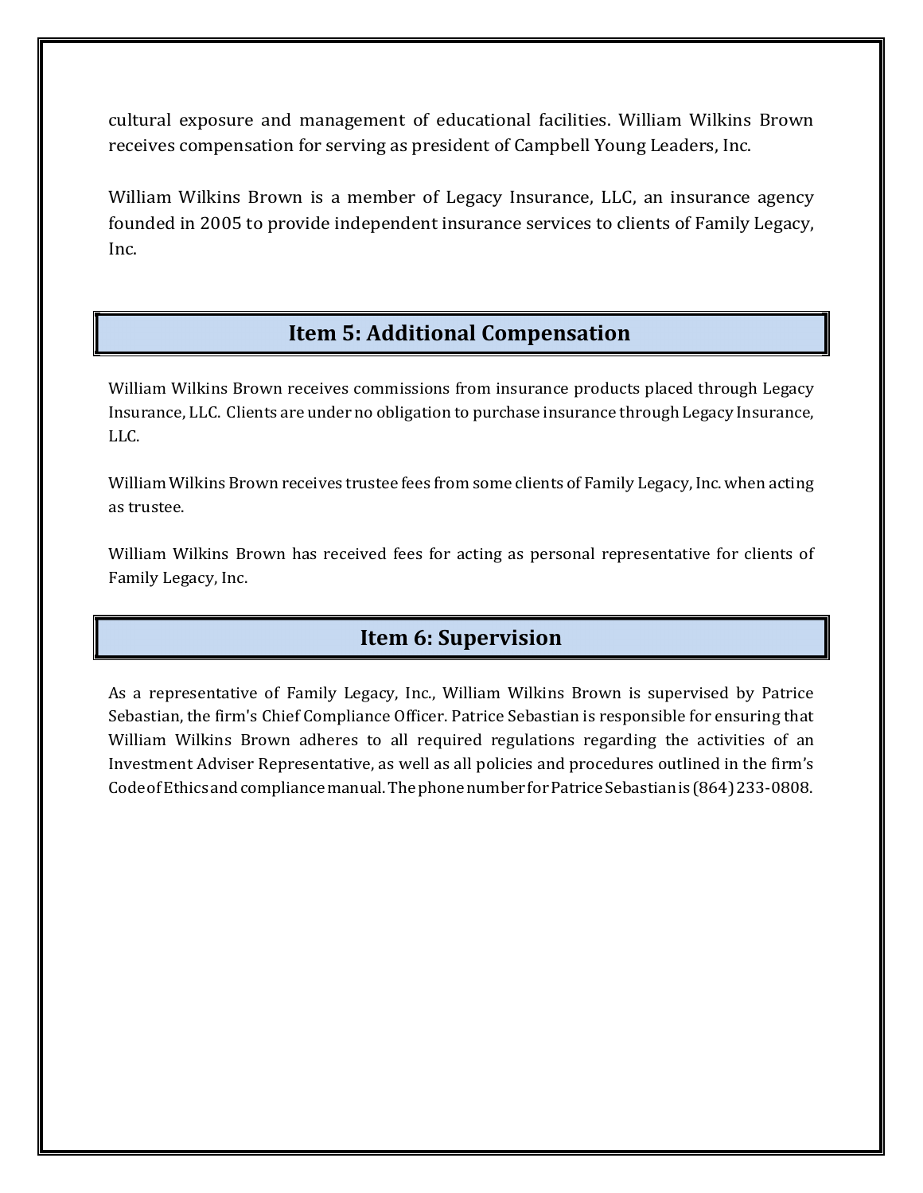cultural exposure and management of educational facilities. William Wilkins Brown receives compensation for serving as president of Campbell Young Leaders, Inc.

William Wilkins Brown is a member of Legacy Insurance, LLC, an insurance agency founded in 2005 to provide independent insurance services to clients of Family Legacy, Inc.

## Item 5: Additional Compensation

William Wilkins Brown receives commissions from insurance products placed through Legacy Insurance, LLC. Clients are under no obligation to purchase insurance through Legacy Insurance, LLC.

William Wilkins Brown receives trustee fees from some clients of Family Legacy, Inc. when acting as trustee.

William Wilkins Brown has received fees for acting as personal representative for clients of Family Legacy, Inc.

## Item 6: Supervision

As a representative of Family Legacy, Inc., William Wilkins Brown is supervised by Patrice Sebastian, the firm's Chief Compliance Officer. Patrice Sebastian is responsible for ensuring that William Wilkins Brown adheres to all required regulations regarding the activities of an Investment Adviser Representative, as well as all policies and procedures outlined in the firm's Code of Ethics and compliance manual. The phone number for Patrice Sebastian is (864) 233-0808.